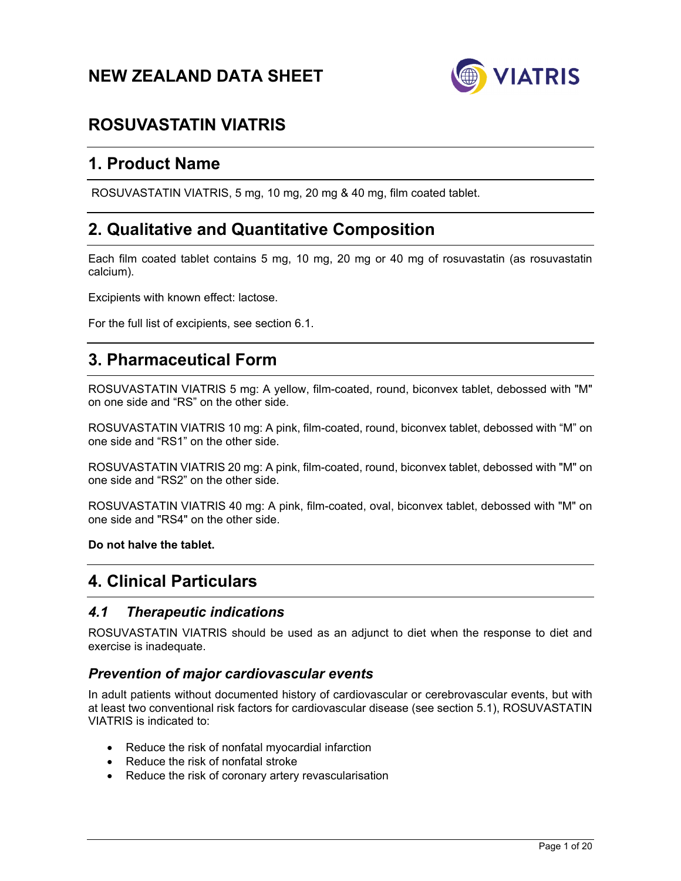# NEW ZEALAND DATA SHEET

# ROSUVASTATIN VIATRIS

## 1. Product Name

ROSUVASTATIN VIATRIS, 5 mg, 10 mg, 20 mg & 40 mg, film coated tablet.

## 2. Qualitative and Quantitative Composition

Each film coated tablet contains 5 mg, 10 mg, 20 mg or 40 mg of rosuvastatin (as rosuvastatin calcium).

Excipients with known effect: lactose.

For the full list of excipients, see section 6.1.

## 3. Pharmaceutical Form

ROSUVASTATIN VIATRIS 5 mg: A yellow, film-coated, round, biconvex tablet, debossed with "M" on one side and "RS" on the other side.

ROSUVASTATIN VIATRIS 10 mg: A pink, film-coated, round, biconvex tablet, debossed with "M" on one side and "RS1" on the other side.

ROSUVASTATIN VIATRIS 20 mg: A pink, film-coated, round, biconvex tablet, debossed with "M" on one side and "RS2" on the other side.

ROSUVASTATIN VIATRIS 40 mg: A pink, film-coated, oval, biconvex tablet, debossed with "M" on one side and "RS4" on the other side.

**Do not halve the tablet.**

## 4. Clinical Particulars

### *4.1 Therapeutic indications*

ROSUVASTATIN VIATRIS should be used as an adjunct to diet when the response to diet and exercise is inadequate.

### *Prevention of major cardiovascular events*

In adult patients without documented history of cardiovascular or cerebrovascular events, but with at least two conventional risk factors for cardiovascular disease (see section 5.1), ROSUVASTATIN VIATRIS is indicated to:

- Reduce the risk of nonfatal myocardial infarction
- Reduce the risk of nonfatal stroke
- Reduce the risk of coronary artery revascularisation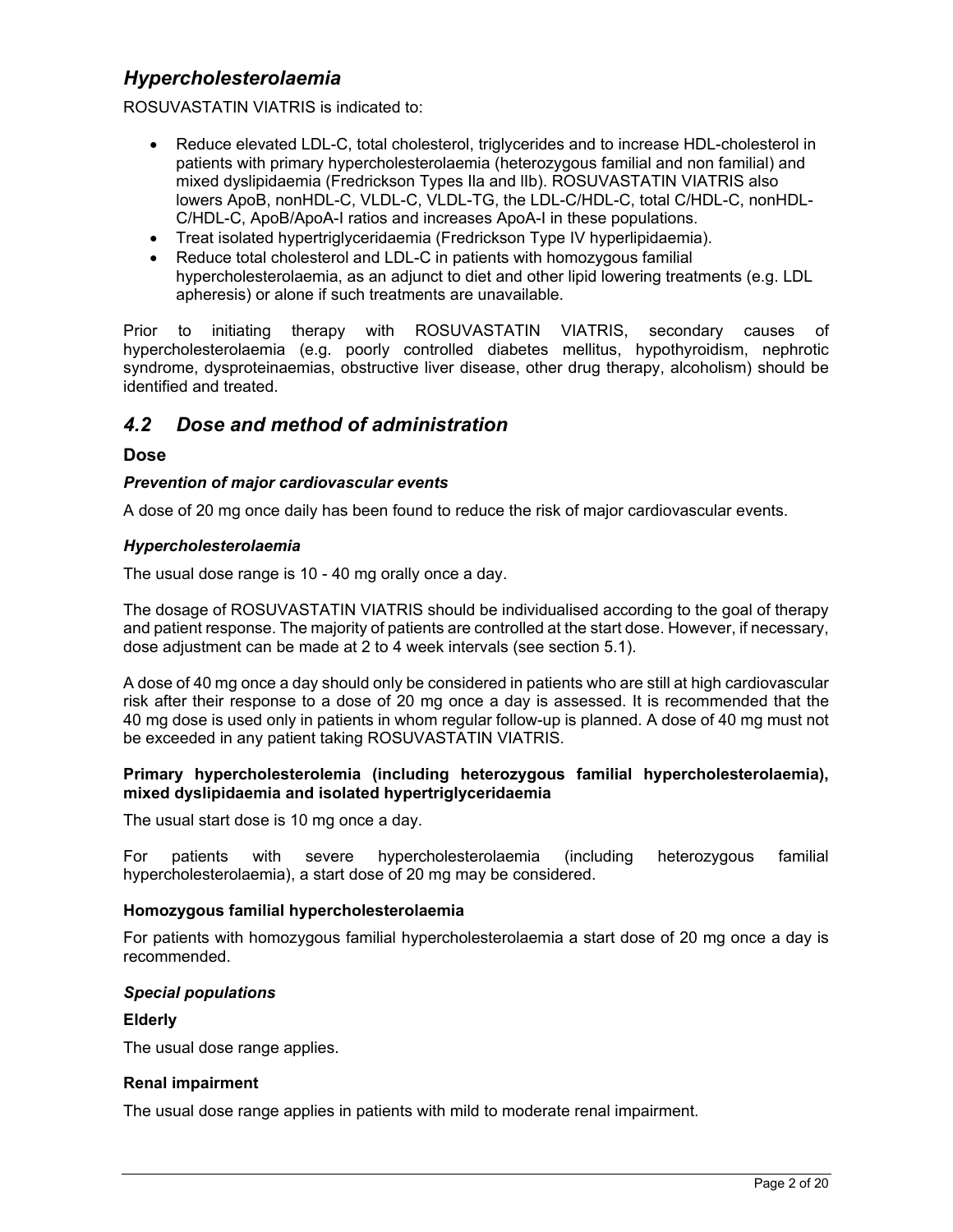## *Hypercholesterolaemia*

ROSUVASTATIN VIATRIS is indicated to:

- Reduce elevated LDL-C, total cholesterol, triglycerides and to increase HDL-cholesterol in patients with primary hypercholesterolaemia (heterozygous familial and non familial) and mixed dyslipidaemia (Fredrickson Types IIa and IIb). ROSUVASTATIN VIATRIS also lowers ApoB, nonHDL-C, VLDL-C, VLDL-TG, the LDL-C/HDL-C, total C/HDL-C, nonHDL-C/HDL-C, ApoB/ApoA-I ratios and increases ApoA-I in these populations.
- Treat isolated hypertriglyceridaemia (Fredrickson Type IV hyperlipidaemia).
- Reduce total cholesterol and LDL-C in patients with homozygous familial hypercholesterolaemia, as an adjunct to diet and other lipid lowering treatments (e.g. LDL apheresis) or alone if such treatments are unavailable.

Prior to initiating therapy with ROSUVASTATIN VIATRIS, secondary causes of hypercholesterolaemia (e.g. poorly controlled diabetes mellitus, hypothyroidism, nephrotic syndrome, dysproteinaemias, obstructive liver disease, other drug therapy, alcoholism) should be identified and treated.

## *4.2 Dose and method of administration*

### Dose

#### *Prevention of major cardiovascular events*

A dose of 20 mg once daily has been found to reduce the risk of major cardiovascular events.

#### *Hypercholesterolaemia*

The usual dose range is 10 - 40 mg orally once a day.

The dosage of ROSUVASTATIN VIATRIS should be individualised according to the goal of therapy and patient response. The majority of patients are controlled at the start dose. However, if necessary, dose adjustment can be made at 2 to 4 week intervals (see section 5.1).

A dose of 40 mg once a day should only be considered in patients who are still at high cardiovascular risk after their response to a dose of 20 mg once a day is assessed. It is recommended that the 40 mg dose is used only in patients in whom regular follow-up is planned. A dose of 40 mg must not be exceeded in any patient taking ROSUVASTATIN VIATRIS.

**Primary hypercholesterolemia (including heterozygous familial hypercholesterolaemia), mixed dyslipidaemia and isolated hypertriglyceridaemia**

The usual start dose is 10 mg once a day.

For patients with severe hypercholesterolaemia (including heterozygous familial hypercholesterolaemia), a start dose of 20 mg may be considered.

**Homozygous familial hypercholesterolaemia**

For patients with homozygous familial hypercholesterolaemia a start dose of 20 mg once a day is recommended.

#### *Special populations*

**Elderly**

The usual dose range applies.

**Renal impairment**

The usual dose range applies in patients with mild to moderate renal impairment.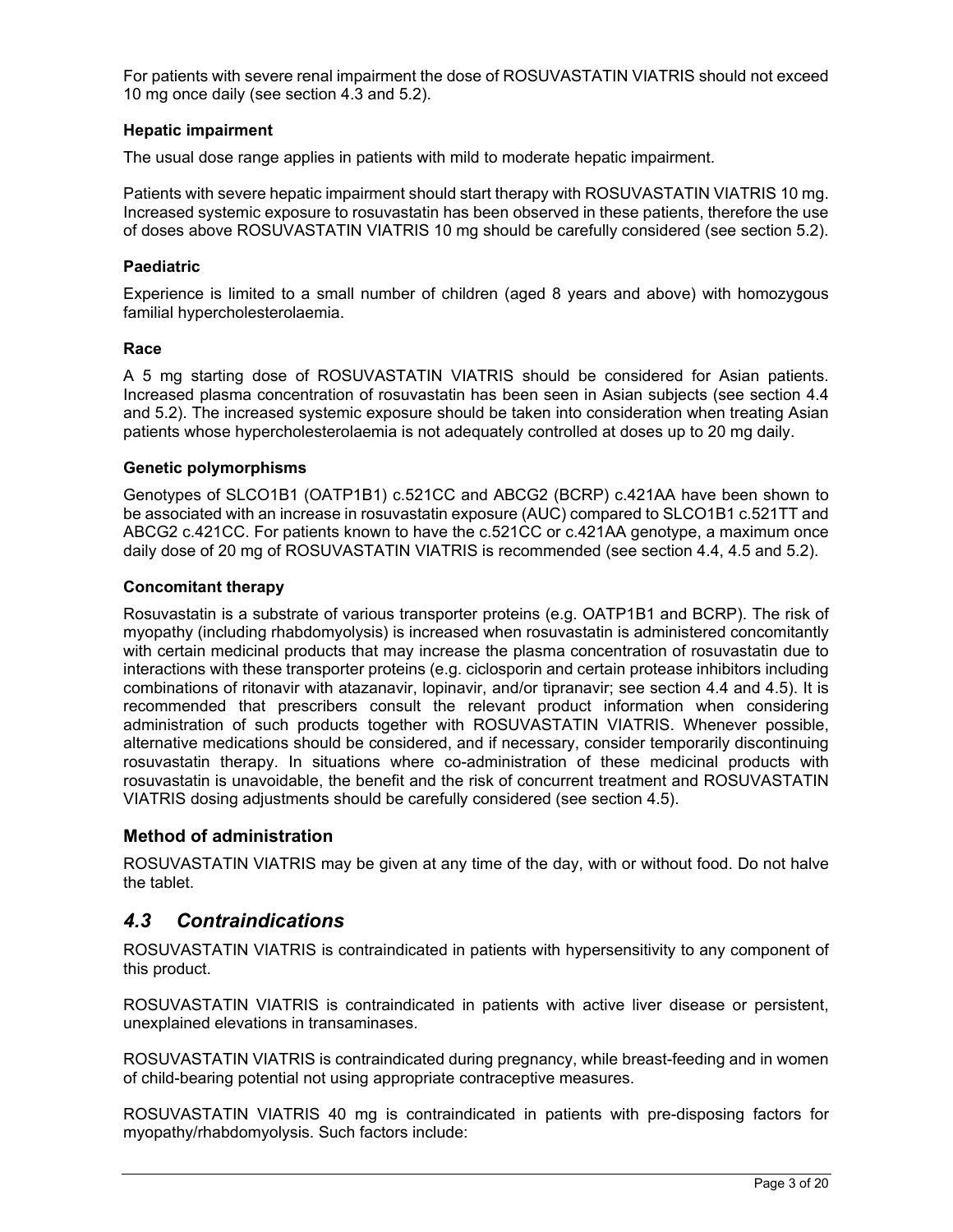For patients with severe renal impairment the dose of ROSUVASTATIN VIATRIS should not exceed 10 mg once daily (see section 4.3 and 5.2).

#### Hepatic impairment

The usual dose range applies in patients with mild to moderate hepatic impairment.

Patients with severe hepatic impairment should start therapy with ROSUVASTATIN VIATRIS 10 mg. Increased systemic exposure to rosuvastatin has been observed in these patients, therefore the use of doses above ROSUVASTATIN VIATRIS 10 mg should be carefully considered (see section 5.2).

#### Paediatric

Experience is limited to a small number of children (aged 8 years and above) with homozygous familial hypercholesterolaemia.

#### Race

A 5 mg starting dose of ROSUVASTATIN VIATRIS should be considered for Asian patients. Increased plasma concentration of rosuvastatin has been seen in Asian subjects (see section 4.4 and 5.2). The increased systemic exposure should be taken into consideration when treating Asian patients whose hypercholesterolaemia is not adequately controlled at doses up to 20 mg daily.

#### Genetic polymorphisms

Genotypes of SLCO1B1 (OATP1B1) c.521CC and ABCG2 (BCRP) c.421AA have been shown to be associated with an increase in rosuvastatin exposure (AUC) compared to SLCO1B1 c.521TT and ABCG2 c.421CC. For patients known to have the c.521CC or c.421AA genotype, a maximum once daily dose of 20 mg of ROSUVASTATIN VIATRIS is recommended (see section 4.4, 4.5 and 5.2).

#### Concomitant therapy

Rosuvastatin is a substrate of various transporter proteins (e.g. OATP1B1 and BCRP). The risk of myopathy (including rhabdomyolysis) is increased when rosuvastatin is administered concomitantly with certain medicinal products that may increase the plasma concentration of rosuvastatin due to interactions with these transporter proteins (e.g. ciclosporin and certain protease inhibitors including combinations of ritonavir with atazanavir, lopinavir, and/or tipranavir; see section 4.4 and 4.5). It is recommended that prescribers consult the relevant product information when considering administration of such products together with ROSUVASTATIN VIATRIS. Whenever possible, alternative medications should be considered, and if necessary, consider temporarily discontinuing rosuvastatin therapy. In situations where co-administration of these medicinal products with rosuvastatin is unavoidable, the benefit and the risk of concurrent treatment and ROSUVASTATIN VIATRIS dosing adjustments should be carefully considered (see section 4.5).

### Method of administration

ROSUVASTATIN VIATRIS may be given at any time of the day, with or without food. Do not halve the tablet.

## *4.3 Contraindications*

ROSUVASTATIN VIATRIS is contraindicated in patients with hypersensitivity to any component of this product.

ROSUVASTATIN VIATRIS is contraindicated in patients with active liver disease or persistent, unexplained elevations in transaminases.

ROSUVASTATIN VIATRIS is contraindicated during pregnancy, while breast-feeding and in women of child-bearing potential not using appropriate contraceptive measures.

ROSUVASTATIN VIATRIS 40 mg is contraindicated in patients with pre-disposing factors for myopathy/rhabdomyolysis. Such factors include: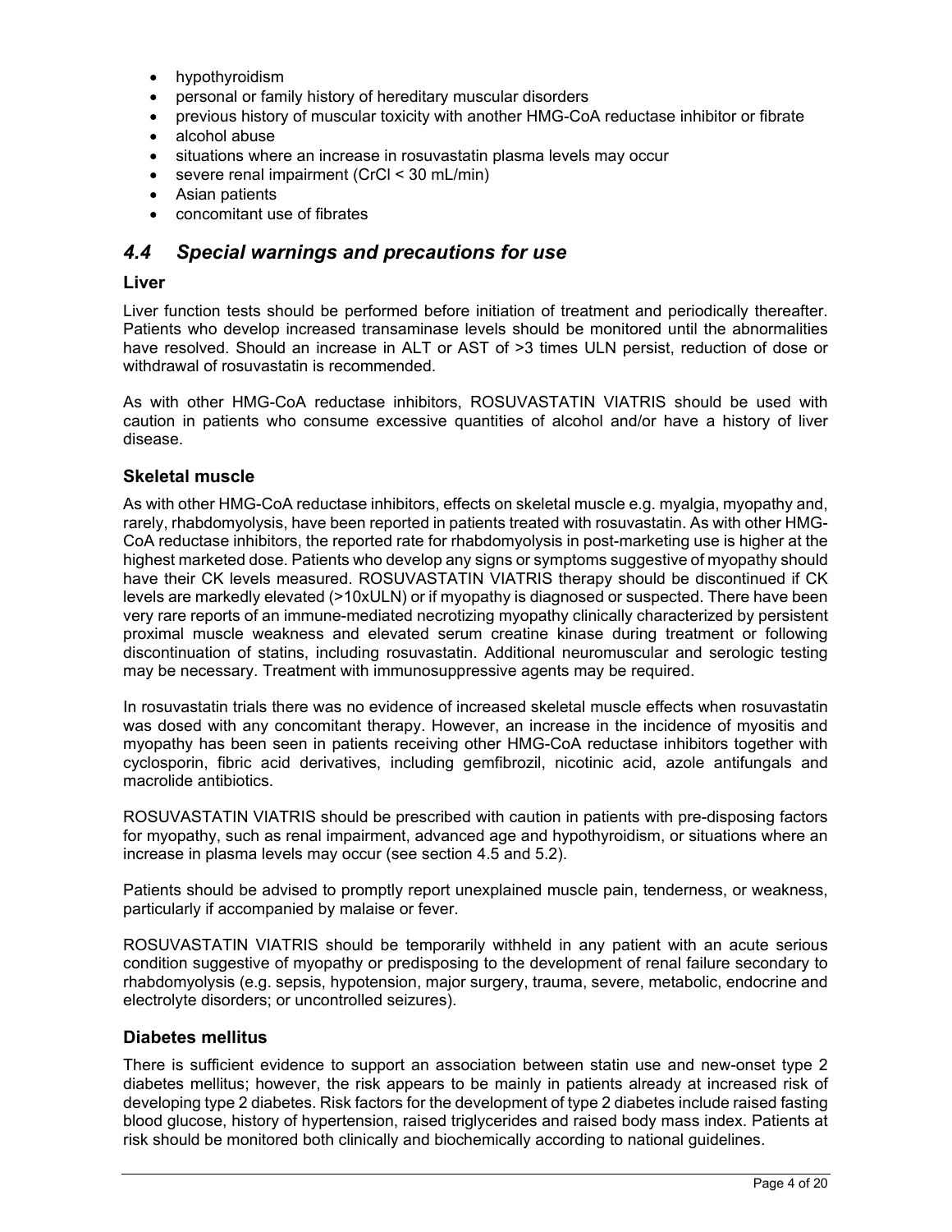- hypothyroidism
- personal or family history of hereditary muscular disorders
- previous history of muscular toxicity with another HMG-CoA reductase inhibitor or fibrate
- alcohol abuse
- situations where an increase in rosuvastatin plasma levels may occur
- severe renal impairment (CrCl < 30 mL/min)
- Asian patients
- concomitant use of fibrates

## *4.4 Special warnings and precautions for use*

### Liver

Liver function tests should be performed before initiation of treatment and periodically thereafter. Patients who develop increased transaminase levels should be monitored until the abnormalities have resolved. Should an increase in ALT or AST of >3 times ULN persist, reduction of dose or withdrawal of rosuvastatin is recommended.

As with other HMG-CoA reductase inhibitors, ROSUVASTATIN VIATRIS should be used with caution in patients who consume excessive quantities of alcohol and/or have a history of liver disease.

### Skeletal muscle

As with other HMG-CoA reductase inhibitors, effects on skeletal muscle e.g. myalgia, myopathy and, rarely, rhabdomyolysis, have been reported in patients treated with rosuvastatin. As with other HMG-CoA reductase inhibitors, the reported rate for rhabdomyolysis in post-marketing use is higher at the highest marketed dose. Patients who develop any signs or symptoms suggestive of myopathy should have their CK levels measured. ROSUVASTATIN VIATRIS therapy should be discontinued if CK levels are markedly elevated (>10xULN) or if myopathy is diagnosed or suspected. There have been very rare reports of an immune-mediated necrotizing myopathy clinically characterized by persistent proximal muscle weakness and elevated serum creatine kinase during treatment or following discontinuation of statins, including rosuvastatin. Additional neuromuscular and serologic testing may be necessary. Treatment with immunosuppressive agents may be required.

In rosuvastatin trials there was no evidence of increased skeletal muscle effects when rosuvastatin was dosed with any concomitant therapy. However, an increase in the incidence of myositis and myopathy has been seen in patients receiving other HMG-CoA reductase inhibitors together with cyclosporin, fibric acid derivatives, including gemfibrozil, nicotinic acid, azole antifungals and macrolide antibiotics.

ROSUVASTATIN VIATRIS should be prescribed with caution in patients with pre-disposing factors for myopathy, such as renal impairment, advanced age and hypothyroidism, or situations where an increase in plasma levels may occur (see section 4.5 and 5.2).

Patients should be advised to promptly report unexplained muscle pain, tenderness, or weakness, particularly if accompanied by malaise or fever.

ROSUVASTATIN VIATRIS should be temporarily withheld in any patient with an acute serious condition suggestive of myopathy or predisposing to the development of renal failure secondary to rhabdomyolysis (e.g. sepsis, hypotension, major surgery, trauma, severe, metabolic, endocrine and electrolyte disorders; or uncontrolled seizures).

### Diabetes mellitus

There is sufficient evidence to support an association between statin use and new-onset type 2 diabetes mellitus; however, the risk appears to be mainly in patients already at increased risk of developing type 2 diabetes. Risk factors for the development of type 2 diabetes include raised fasting blood glucose, history of hypertension, raised triglycerides and raised body mass index. Patients at risk should be monitored both clinically and biochemically according to national guidelines.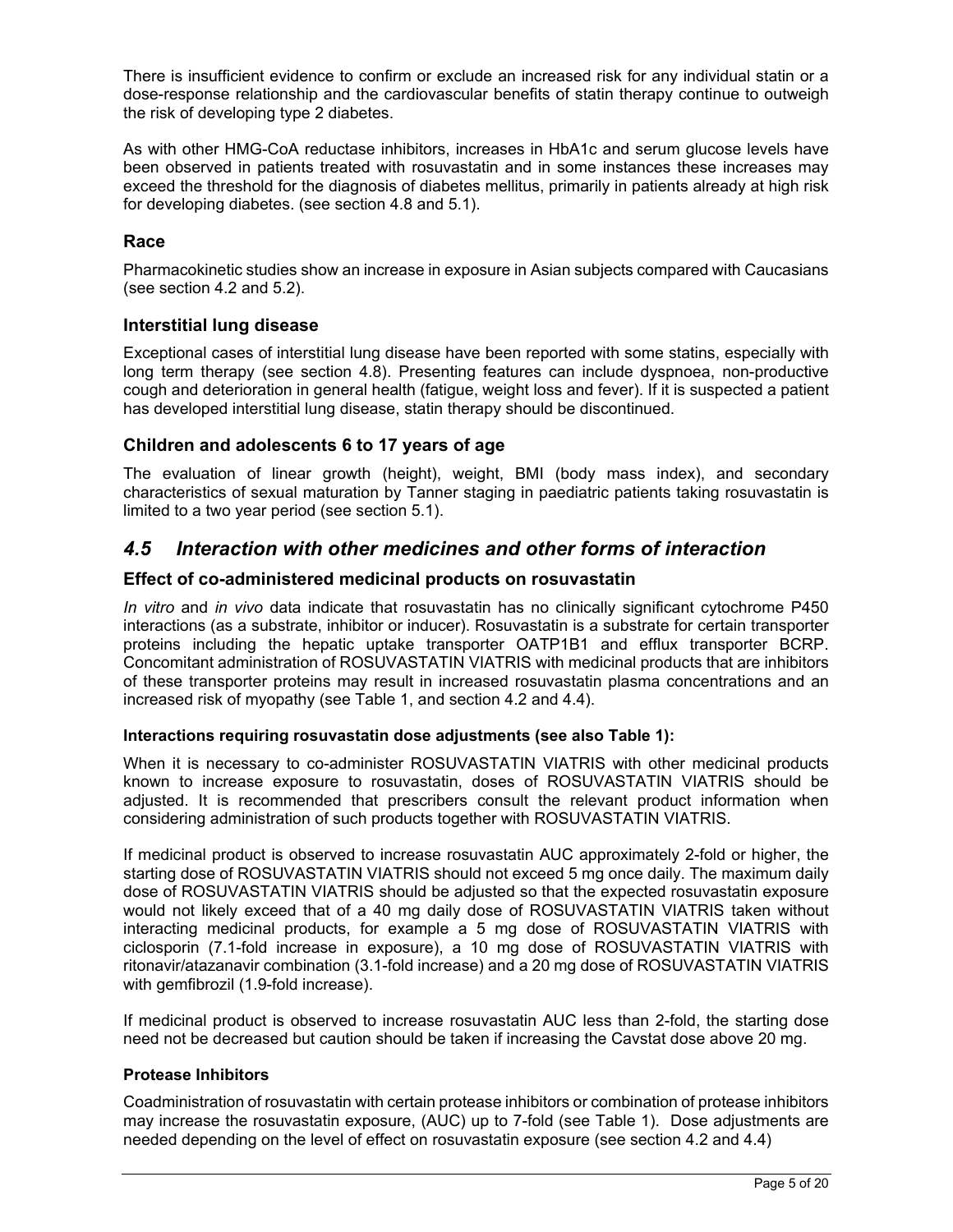There is insufficient evidence to confirm or exclude an increased risk for any individual statin or a dose-response relationship and the cardiovascular benefits of statin therapy continue to outweigh the risk of developing type 2 diabetes.

As with other HMG-CoA reductase inhibitors, increases in HbA1c and serum glucose levels have been observed in patients treated with rosuvastatin and in some instances these increases may exceed the threshold for the diagnosis of diabetes mellitus, primarily in patients already at high risk for developing diabetes. (see section 4.8 and 5.1).

### Race

Pharmacokinetic studies show an increase in exposure in Asian subjects compared with Caucasians (see section 4.2 and 5.2).

### Interstitial lung disease

Exceptional cases of interstitial lung disease have been reported with some statins, especially with long term therapy (see section 4.8). Presenting features can include dyspnoea, non-productive cough and deterioration in general health (fatigue, weight loss and fever). If it is suspected a patient has developed interstitial lung disease, statin therapy should be discontinued.

### Children and adolescents 6 to 17 years of age

The evaluation of linear growth (height), weight, BMI (body mass index), and secondary characteristics of sexual maturation by Tanner staging in paediatric patients taking rosuvastatin is limited to a two year period (see section 5.1).

## *4.5 Interaction with other medicines and other forms of interaction*

### Effect of co-administered medicinal products on rosuvastatin

*In vitro* and *in vivo* data indicate that rosuvastatin has no clinically significant cytochrome P450 interactions (as a substrate, inhibitor or inducer). Rosuvastatin is a substrate for certain transporter proteins including the hepatic uptake transporter OATP1B1 and efflux transporter BCRP. Concomitant administration of ROSUVASTATIN VIATRIS with medicinal products that are inhibitors of these transporter proteins may result in increased rosuvastatin plasma concentrations and an increased risk of myopathy (see Table 1, and section 4.2 and 4.4).

#### Interactions requiring rosuvastatin dose adjustments (see also Table 1):

When it is necessary to co-administer ROSUVASTATIN VIATRIS with other medicinal products known to increase exposure to rosuvastatin, doses of ROSUVASTATIN VIATRIS should be adjusted. It is recommended that prescribers consult the relevant product information when considering administration of such products together with ROSUVASTATIN VIATRIS.

If medicinal product is observed to increase rosuvastatin AUC approximately 2-fold or higher, the starting dose of ROSUVASTATIN VIATRIS should not exceed 5 mg once daily. The maximum daily dose of ROSUVASTATIN VIATRIS should be adjusted so that the expected rosuvastatin exposure would not likely exceed that of a 40 mg daily dose of ROSUVASTATIN VIATRIS taken without interacting medicinal products, for example a 5 mg dose of ROSUVASTATIN VIATRIS with ciclosporin (7.1-fold increase in exposure), a 10 mg dose of ROSUVASTATIN VIATRIS with ritonavir/atazanavir combination (3.1-fold increase) and a 20 mg dose of ROSUVASTATIN VIATRIS with gemfibrozil (1.9-fold increase).

If medicinal product is observed to increase rosuvastatin AUC less than 2-fold, the starting dose need not be decreased but caution should be taken if increasing the Cavstat dose above 20 mg.

#### Protease Inhibitors

Coadministration of rosuvastatin with certain protease inhibitors or combination of protease inhibitors may increase the rosuvastatin exposure, (AUC) up to 7-fold (see Table 1). Dose adjustments are needed depending on the level of effect on rosuvastatin exposure (see section 4.2 and 4.4)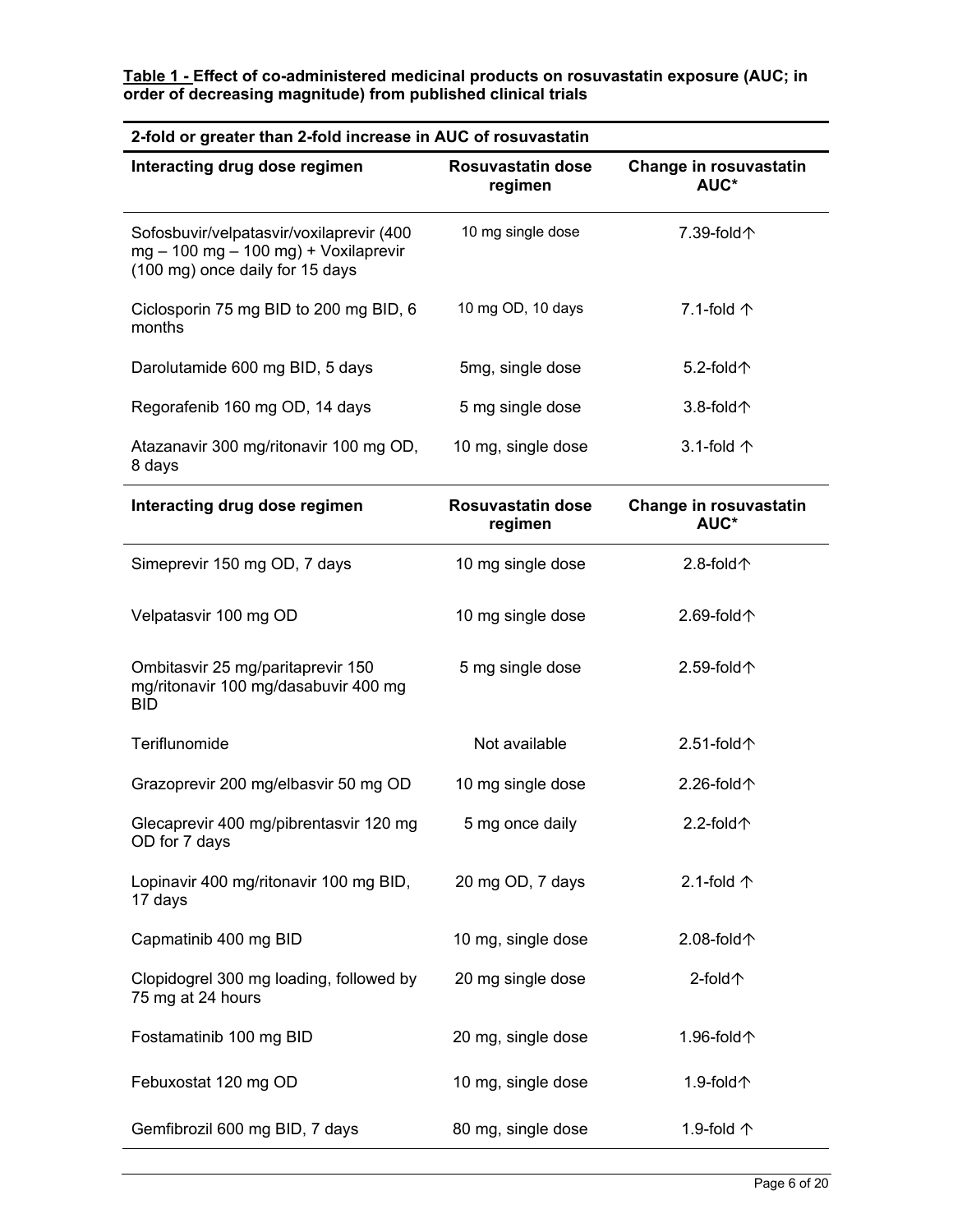**Table 1 - Effect of co-administered medicinal products on rosuvastatin exposure (AUC; in order of decreasing magnitude) from published clinical trials**

| 2-fold or greater than 2-fold increase in AUC of rosuvastatin | | |
|---|---|---|
| **Interacting drug dose regimen** | **Rosuvastatin dose regimen** | **Change in rosuvastatin AUC*** |
| Sofosbuvir/velpatasvir/voxilaprevir (400 mg – 100 mg – 100 mg) + Voxilaprevir (100 mg) once daily for 15 days | 10 mg single dose | 7.39-fold↑ |
| Ciclosporin 75 mg BID to 200 mg BID, 6 months | 10 mg OD, 10 days | 7.1-fold ↑ |
| Darolutamide 600 mg BID, 5 days | 5mg, single dose | 5.2-fold↑ |
| Regorafenib 160 mg OD, 14 days | 5 mg single dose | 3.8-fold↑ |
| Atazanavir 300 mg/ritonavir 100 mg OD, 8 days | 10 mg, single dose | 3.1-fold ↑ |
| **Interacting drug dose regimen** | **Rosuvastatin dose regimen** | **Change in rosuvastatin AUC*** |
| Simeprevir 150 mg OD, 7 days | 10 mg single dose | 2.8-fold↑ |
| Velpatasvir 100 mg OD | 10 mg single dose | 2.69-fold↑ |
| Ombitasvir 25 mg/paritaprevir 150 mg/ritonavir 100 mg/dasabuvir 400 mg BID | 5 mg single dose | 2.59-fold↑ |
| Teriflunomide | Not available | 2.51-fold↑ |
| Grazoprevir 200 mg/elbasvir 50 mg OD | 10 mg single dose | 2.26-fold↑ |
| Glecaprevir 400 mg/pibrentasvir 120 mg OD for 7 days | 5 mg once daily | 2.2-fold↑ |
| Lopinavir 400 mg/ritonavir 100 mg BID, 17 days | 20 mg OD, 7 days | 2.1-fold ↑ |
| Capmatinib 400 mg BID | 10 mg, single dose | 2.08-fold↑ |
| Clopidogrel 300 mg loading, followed by 75 mg at 24 hours | 20 mg single dose | 2-fold↑ |
| Fostamatinib 100 mg BID | 20 mg, single dose | 1.96-fold↑ |
| Febuxostat 120 mg OD | 10 mg, single dose | 1.9-fold↑ |
| Gemfibrozil 600 mg BID, 7 days | 80 mg, single dose | 1.9-fold ↑ |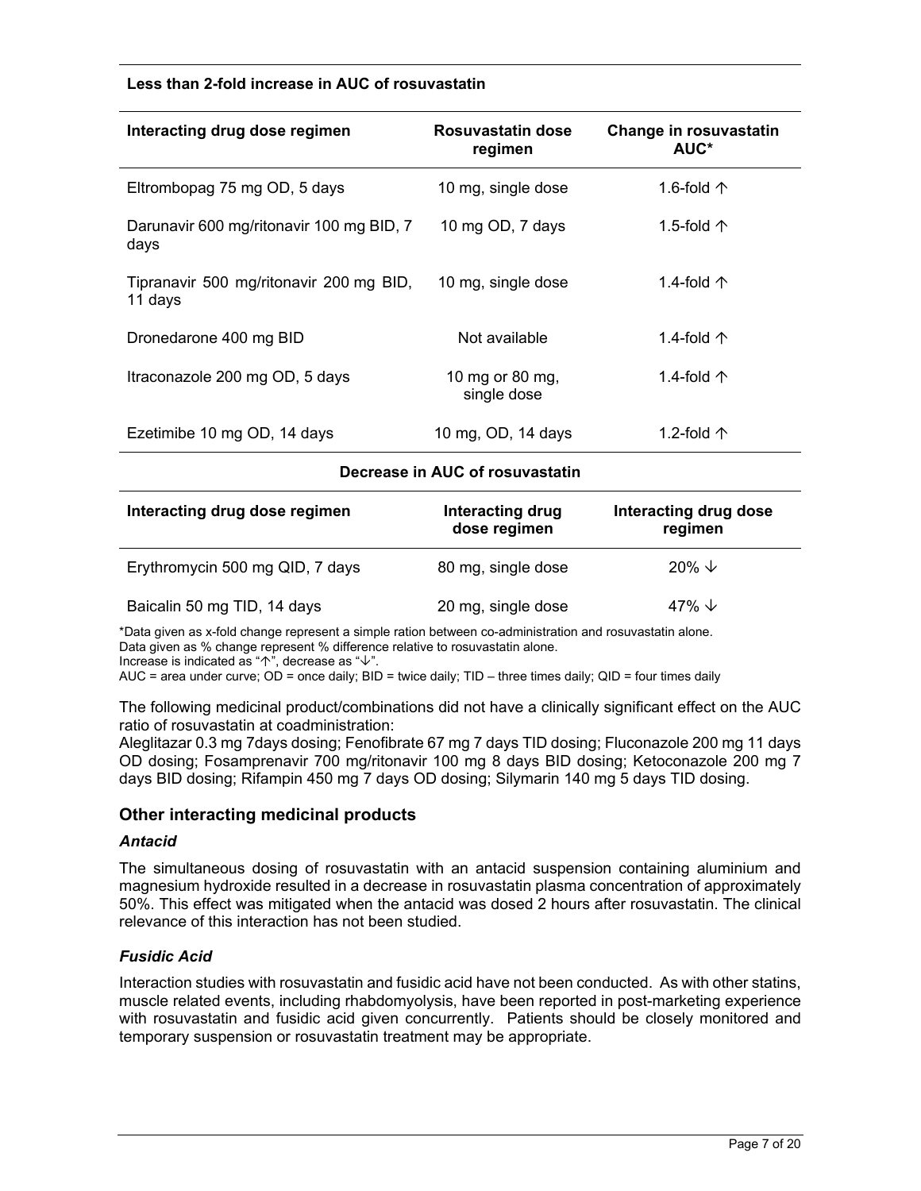**Less than 2-fold increase in AUC of rosuvastatin**

| Interacting drug dose regimen | Rosuvastatin dose regimen | Change in rosuvastatin AUC* |
|---|---|---|
| Eltrombopag 75 mg OD, 5 days | 10 mg, single dose | 1.6-fold ↑ |
| Darunavir 600 mg/ritonavir 100 mg BID, 7 days | 10 mg OD, 7 days | 1.5-fold ↑ |
| Tipranavir 500 mg/ritonavir 200 mg BID, 11 days | 10 mg, single dose | 1.4-fold ↑ |
| Dronedarone 400 mg BID | Not available | 1.4-fold ↑ |
| Itraconazole 200 mg OD, 5 days | 10 mg or 80 mg, single dose | 1.4-fold ↑ |
| Ezetimibe 10 mg OD, 14 days | 10 mg, OD, 14 days | 1.2-fold ↑ |

**Decrease in AUC of rosuvastatin**

| Interacting drug dose regimen | Interacting drug dose regimen | Interacting drug dose regimen |
|---|---|---|
| Erythromycin 500 mg QID, 7 days | 80 mg, single dose | 20% ↓ |
| Baicalin 50 mg TID, 14 days | 20 mg, single dose | 47% ↓ |

*Data given as x-fold change represent a simple ration between co-administration and rosuvastatin alone.
Data given as % change represent % difference relative to rosuvastatin alone.
Increase is indicated as "↑", decrease as "↓".
AUC = area under curve; OD = once daily; BID = twice daily; TID – three times daily; QID = four times daily

The following medicinal product/combinations did not have a clinically significant effect on the AUC ratio of rosuvastatin at coadministration:
Aleglitazar 0.3 mg 7days dosing; Fenofibrate 67 mg 7 days TID dosing; Fluconazole 200 mg 11 days OD dosing; Fosamprenavir 700 mg/ritonavir 100 mg 8 days BID dosing; Ketoconazole 200 mg 7 days BID dosing; Rifampin 450 mg 7 days OD dosing; Silymarin 140 mg 5 days TID dosing.

### Other interacting medicinal products

#### *Antacid*

The simultaneous dosing of rosuvastatin with an antacid suspension containing aluminium and magnesium hydroxide resulted in a decrease in rosuvastatin plasma concentration of approximately 50%. This effect was mitigated when the antacid was dosed 2 hours after rosuvastatin. The clinical relevance of this interaction has not been studied.

#### *Fusidic Acid*

Interaction studies with rosuvastatin and fusidic acid have not been conducted. As with other statins, muscle related events, including rhabdomyolysis, have been reported in post-marketing experience with rosuvastatin and fusidic acid given concurrently. Patients should be closely monitored and temporary suspension or rosuvastatin treatment may be appropriate.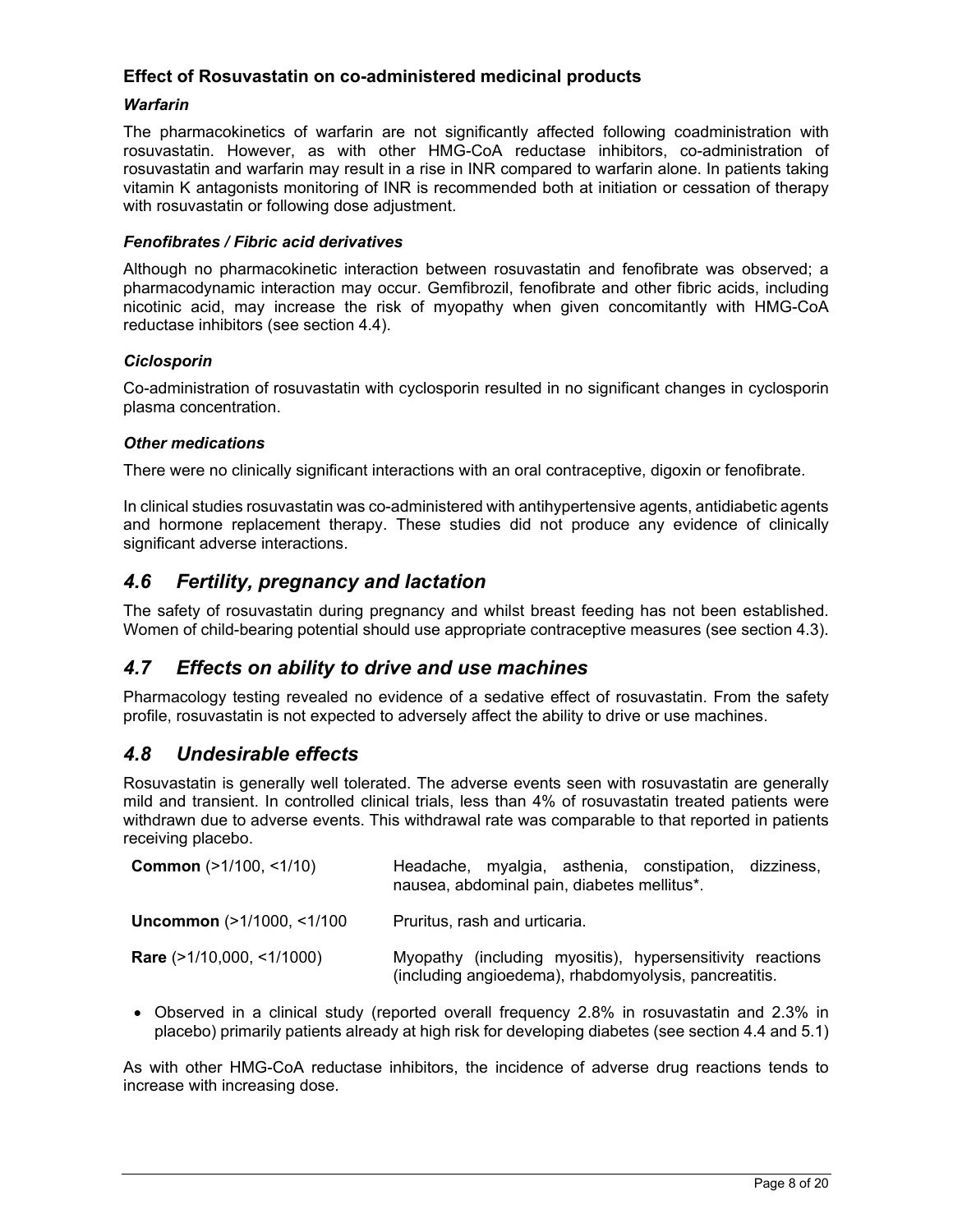### Effect of Rosuvastatin on co-administered medicinal products

#### *Warfarin*

The pharmacokinetics of warfarin are not significantly affected following coadministration with rosuvastatin. However, as with other HMG-CoA reductase inhibitors, co-administration of rosuvastatin and warfarin may result in a rise in INR compared to warfarin alone. In patients taking vitamin K antagonists monitoring of INR is recommended both at initiation or cessation of therapy with rosuvastatin or following dose adjustment.

#### *Fenofibrates / Fibric acid derivatives*

Although no pharmacokinetic interaction between rosuvastatin and fenofibrate was observed; a pharmacodynamic interaction may occur. Gemfibrozil, fenofibrate and other fibric acids, including nicotinic acid, may increase the risk of myopathy when given concomitantly with HMG-CoA reductase inhibitors (see section 4.4).

#### *Ciclosporin*

Co-administration of rosuvastatin with cyclosporin resulted in no significant changes in cyclosporin plasma concentration.

#### *Other medications*

There were no clinically significant interactions with an oral contraceptive, digoxin or fenofibrate.

In clinical studies rosuvastatin was co-administered with antihypertensive agents, antidiabetic agents and hormone replacement therapy. These studies did not produce any evidence of clinically significant adverse interactions.

## *4.6 Fertility, pregnancy and lactation*

The safety of rosuvastatin during pregnancy and whilst breast feeding has not been established. Women of child-bearing potential should use appropriate contraceptive measures (see section 4.3).

## *4.7 Effects on ability to drive and use machines*

Pharmacology testing revealed no evidence of a sedative effect of rosuvastatin. From the safety profile, rosuvastatin is not expected to adversely affect the ability to drive or use machines.

## *4.8 Undesirable effects*

Rosuvastatin is generally well tolerated. The adverse events seen with rosuvastatin are generally mild and transient. In controlled clinical trials, less than 4% of rosuvastatin treated patients were withdrawn due to adverse events. This withdrawal rate was comparable to that reported in patients receiving placebo.

| | |
|---|---|
| **Common** (>1/100, <1/10) | Headache, myalgia, asthenia, constipation, dizziness, nausea, abdominal pain, diabetes mellitus*. |
| **Uncommon** (>1/1000, <1/100 | Pruritus, rash and urticaria. |
| **Rare** (>1/10,000, <1/1000) | Myopathy (including myositis), hypersensitivity reactions (including angioedema), rhabdomyolysis, pancreatitis. |

- Observed in a clinical study (reported overall frequency 2.8% in rosuvastatin and 2.3% in placebo) primarily patients already at high risk for developing diabetes (see section 4.4 and 5.1)

As with other HMG-CoA reductase inhibitors, the incidence of adverse drug reactions tends to increase with increasing dose.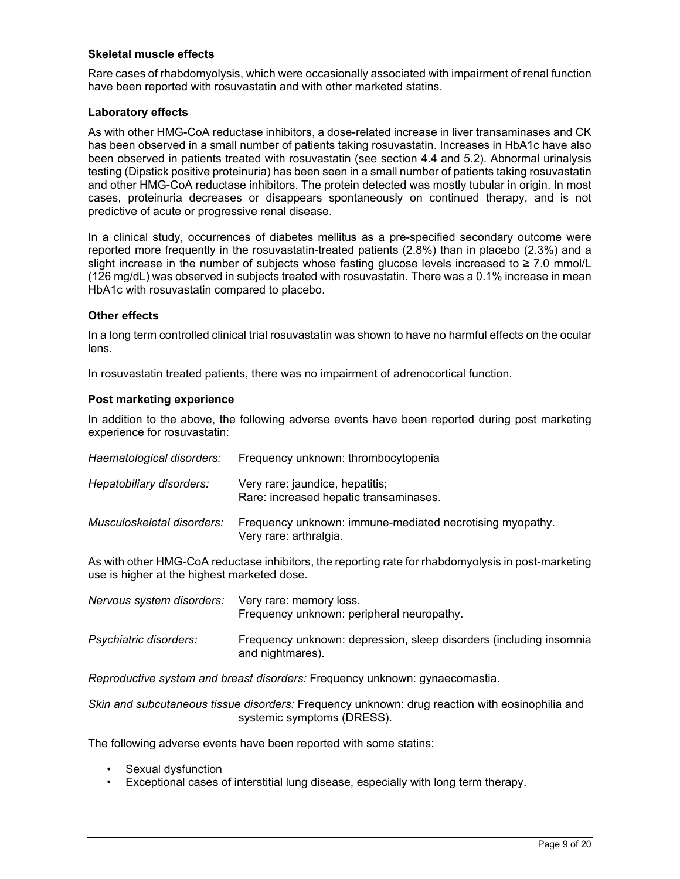**Skeletal muscle effects**

Rare cases of rhabdomyolysis, which were occasionally associated with impairment of renal function have been reported with rosuvastatin and with other marketed statins.

**Laboratory effects**

As with other HMG-CoA reductase inhibitors, a dose-related increase in liver transaminases and CK has been observed in a small number of patients taking rosuvastatin. Increases in HbA1c have also been observed in patients treated with rosuvastatin (see section 4.4 and 5.2). Abnormal urinalysis testing (Dipstick positive proteinuria) has been seen in a small number of patients taking rosuvastatin and other HMG-CoA reductase inhibitors. The protein detected was mostly tubular in origin. In most cases, proteinuria decreases or disappears spontaneously on continued therapy, and is not predictive of acute or progressive renal disease.

In a clinical study, occurrences of diabetes mellitus as a pre-specified secondary outcome were reported more frequently in the rosuvastatin-treated patients (2.8%) than in placebo (2.3%) and a slight increase in the number of subjects whose fasting glucose levels increased to ≥ 7.0 mmol/L (126 mg/dL) was observed in subjects treated with rosuvastatin. There was a 0.1% increase in mean HbA1c with rosuvastatin compared to placebo.

**Other effects**

In a long term controlled clinical trial rosuvastatin was shown to have no harmful effects on the ocular lens.

In rosuvastatin treated patients, there was no impairment of adrenocortical function.

**Post marketing experience**

In addition to the above, the following adverse events have been reported during post marketing experience for rosuvastatin:

*Haematological disorders:* Frequency unknown: thrombocytopenia

*Hepatobiliary disorders:* Very rare: jaundice, hepatitis;
Rare: increased hepatic transaminases.

*Musculoskeletal disorders:* Frequency unknown: immune-mediated necrotising myopathy.
Very rare: arthralgia.

As with other HMG-CoA reductase inhibitors, the reporting rate for rhabdomyolysis in post-marketing use is higher at the highest marketed dose.

*Nervous system disorders:* Very rare: memory loss.
Frequency unknown: peripheral neuropathy.

*Psychiatric disorders:* Frequency unknown: depression, sleep disorders (including insomnia and nightmares).

*Reproductive system and breast disorders:* Frequency unknown: gynaecomastia.

*Skin and subcutaneous tissue disorders:* Frequency unknown: drug reaction with eosinophilia and systemic symptoms (DRESS).

The following adverse events have been reported with some statins:

- Sexual dysfunction
- Exceptional cases of interstitial lung disease, especially with long term therapy.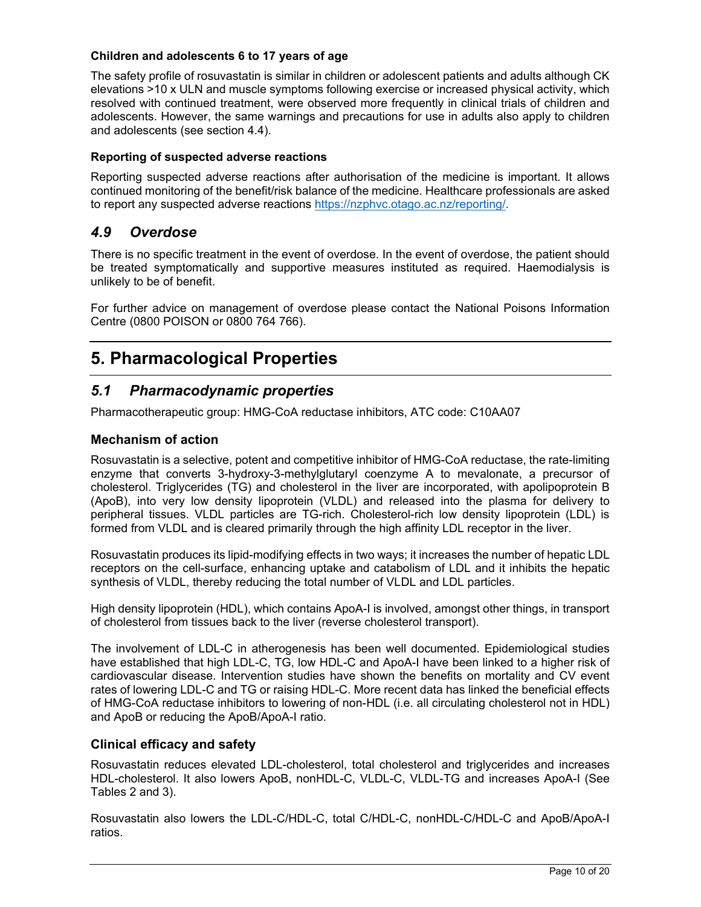**Children and adolescents 6 to 17 years of age**

The safety profile of rosuvastatin is similar in children or adolescent patients and adults although CK elevations >10 x ULN and muscle symptoms following exercise or increased physical activity, which resolved with continued treatment, were observed more frequently in clinical trials of children and adolescents. However, the same warnings and precautions for use in adults also apply to children and adolescents (see section 4.4).

**Reporting of suspected adverse reactions**

Reporting suspected adverse reactions after authorisation of the medicine is important. It allows continued monitoring of the benefit/risk balance of the medicine. Healthcare professionals are asked to report any suspected adverse reactions https://nzphvc.otago.ac.nz/reporting/.

## *4.9 Overdose*

There is no specific treatment in the event of overdose. In the event of overdose, the patient should be treated symptomatically and supportive measures instituted as required. Haemodialysis is unlikely to be of benefit.

For further advice on management of overdose please contact the National Poisons Information Centre (0800 POISON or 0800 764 766).

# 5. Pharmacological Properties

## *5.1 Pharmacodynamic properties*

Pharmacotherapeutic group: HMG-CoA reductase inhibitors, ATC code: C10AA07

### Mechanism of action

Rosuvastatin is a selective, potent and competitive inhibitor of HMG-CoA reductase, the rate-limiting enzyme that converts 3-hydroxy-3-methylglutaryl coenzyme A to mevalonate, a precursor of cholesterol. Triglycerides (TG) and cholesterol in the liver are incorporated, with apolipoprotein B (ApoB), into very low density lipoprotein (VLDL) and released into the plasma for delivery to peripheral tissues. VLDL particles are TG-rich. Cholesterol-rich low density lipoprotein (LDL) is formed from VLDL and is cleared primarily through the high affinity LDL receptor in the liver.

Rosuvastatin produces its lipid-modifying effects in two ways; it increases the number of hepatic LDL receptors on the cell-surface, enhancing uptake and catabolism of LDL and it inhibits the hepatic synthesis of VLDL, thereby reducing the total number of VLDL and LDL particles.

High density lipoprotein (HDL), which contains ApoA-I is involved, amongst other things, in transport of cholesterol from tissues back to the liver (reverse cholesterol transport).

The involvement of LDL-C in atherogenesis has been well documented. Epidemiological studies have established that high LDL-C, TG, low HDL-C and ApoA-I have been linked to a higher risk of cardiovascular disease. Intervention studies have shown the benefits on mortality and CV event rates of lowering LDL-C and TG or raising HDL-C. More recent data has linked the beneficial effects of HMG-CoA reductase inhibitors to lowering of non-HDL (i.e. all circulating cholesterol not in HDL) and ApoB or reducing the ApoB/ApoA-I ratio.

### Clinical efficacy and safety

Rosuvastatin reduces elevated LDL-cholesterol, total cholesterol and triglycerides and increases HDL-cholesterol. It also lowers ApoB, nonHDL-C, VLDL-C, VLDL-TG and increases ApoA-I (See Tables 2 and 3).

Rosuvastatin also lowers the LDL-C/HDL-C, total C/HDL-C, nonHDL-C/HDL-C and ApoB/ApoA-I ratios.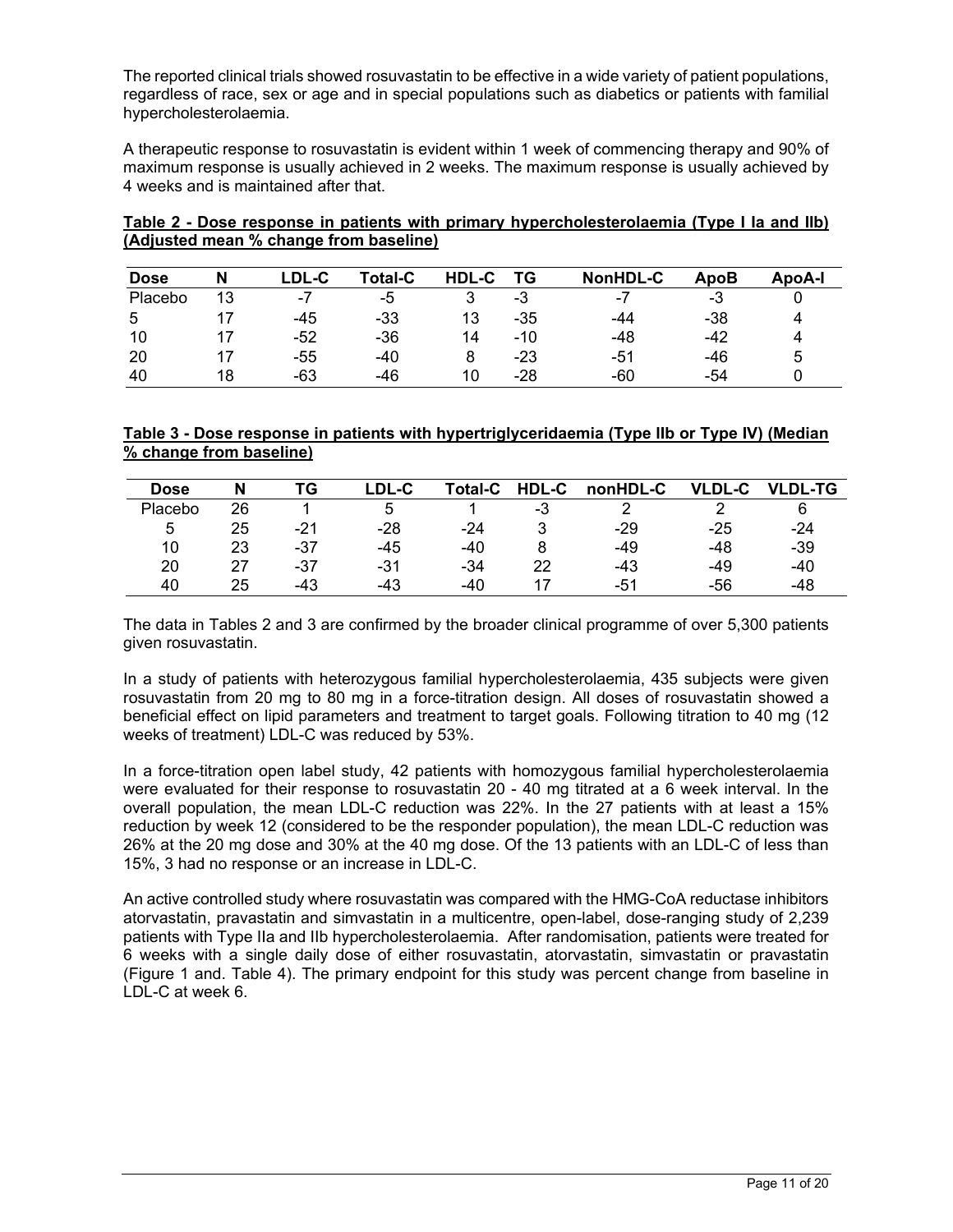The reported clinical trials showed rosuvastatin to be effective in a wide variety of patient populations, regardless of race, sex or age and in special populations such as diabetics or patients with familial hypercholesterolaemia.

A therapeutic response to rosuvastatin is evident within 1 week of commencing therapy and 90% of maximum response is usually achieved in 2 weeks. The maximum response is usually achieved by 4 weeks and is maintained after that.

**Table 2 - Dose response in patients with primary hypercholesterolaemia (Type I Ia and IIb) (Adjusted mean % change from baseline)**

| Dose | N | LDL-C | Total-C | HDL-C | TG | NonHDL-C | ApoB | ApoA-I |
|---|---|---|---|---|---|---|---|---|
| Placebo | 13 | -7 | -5 | 3 | -3 | -7 | -3 | 0 |
| 5 | 17 | -45 | -33 | 13 | -35 | -44 | -38 | 4 |
| 10 | 17 | -52 | -36 | 14 | -10 | -48 | -42 | 4 |
| 20 | 17 | -55 | -40 | 8 | -23 | -51 | -46 | 5 |
| 40 | 18 | -63 | -46 | 10 | -28 | -60 | -54 | 0 |

**Table 3 - Dose response in patients with hypertriglyceridaemia (Type IIb or Type IV) (Median % change from baseline)**

| Dose | N | TG | LDL-C | Total-C | HDL-C | nonHDL-C | VLDL-C | VLDL-TG |
|---|---|---|---|---|---|---|---|---|
| Placebo | 26 | 1 | 5 | 1 | -3 | 2 | 2 | 6 |
| 5 | 25 | -21 | -28 | -24 | 3 | -29 | -25 | -24 |
| 10 | 23 | -37 | -45 | -40 | 8 | -49 | -48 | -39 |
| 20 | 27 | -37 | -31 | -34 | 22 | -43 | -49 | -40 |
| 40 | 25 | -43 | -43 | -40 | 17 | -51 | -56 | -48 |

The data in Tables 2 and 3 are confirmed by the broader clinical programme of over 5,300 patients given rosuvastatin.

In a study of patients with heterozygous familial hypercholesterolaemia, 435 subjects were given rosuvastatin from 20 mg to 80 mg in a force-titration design. All doses of rosuvastatin showed a beneficial effect on lipid parameters and treatment to target goals. Following titration to 40 mg (12 weeks of treatment) LDL-C was reduced by 53%.

In a force-titration open label study, 42 patients with homozygous familial hypercholesterolaemia were evaluated for their response to rosuvastatin 20 - 40 mg titrated at a 6 week interval. In the overall population, the mean LDL-C reduction was 22%. In the 27 patients with at least a 15% reduction by week 12 (considered to be the responder population), the mean LDL-C reduction was 26% at the 20 mg dose and 30% at the 40 mg dose. Of the 13 patients with an LDL-C of less than 15%, 3 had no response or an increase in LDL-C.

An active controlled study where rosuvastatin was compared with the HMG-CoA reductase inhibitors atorvastatin, pravastatin and simvastatin in a multicentre, open-label, dose-ranging study of 2,239 patients with Type IIa and IIb hypercholesterolaemia. After randomisation, patients were treated for 6 weeks with a single daily dose of either rosuvastatin, atorvastatin, simvastatin or pravastatin (Figure 1 and. Table 4). The primary endpoint for this study was percent change from baseline in LDL-C at week 6.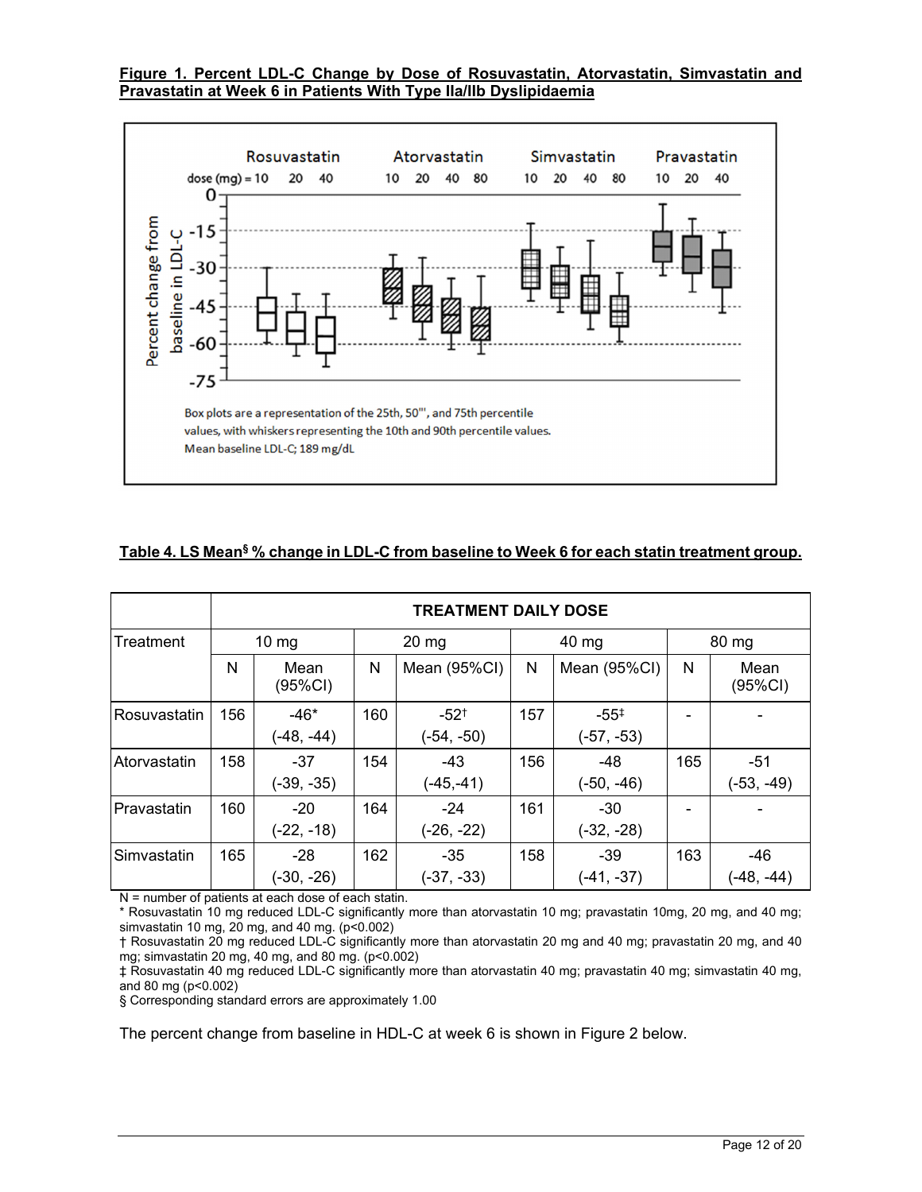**Figure 1. Percent LDL-C Change by Dose of Rosuvastatin, Atorvastatin, Simvastatin and Pravastatin at Week 6 in Patients With Type IIa/IIb Dyslipidaemia**

Box plots are a representation of the 25th, 50th, and 75th percentile values, with whiskers representing the 10th and 90th percentile values.
Mean baseline LDL-C; 189 mg/dL

**Table 4. LS Mean§ % change in LDL-C from baseline to Week 6 for each statin treatment group.**

| | TREATMENT DAILY DOSE | | | | | | | |
|---|---|---|---|---|---|---|---|---|
| Treatment | 10 mg | | 20 mg | | 40 mg | | 80 mg | |
| | N | Mean (95%CI) | N | Mean (95%CI) | N | Mean (95%CI) | N | Mean (95%CI) |
| Rosuvastatin | 156 | -46* (-48, -44) | 160 | -52† (-54, -50) | 157 | -55‡ (-57, -53) | - | - |
| Atorvastatin | 158 | -37 (-39, -35) | 154 | -43 (-45,-41) | 156 | -48 (-50, -46) | 165 | -51 (-53, -49) |
| Pravastatin | 160 | -20 (-22, -18) | 164 | -24 (-26, -22) | 161 | -30 (-32, -28) | - | - |
| Simvastatin | 165 | -28 (-30, -26) | 162 | -35 (-37, -33) | 158 | -39 (-41, -37) | 163 | -46 (-48, -44) |

N = number of patients at each dose of each statin.
* Rosuvastatin 10 mg reduced LDL-C significantly more than atorvastatin 10 mg; pravastatin 10mg, 20 mg, and 40 mg; simvastatin 10 mg, 20 mg, and 40 mg. ($p<0.002$)
† Rosuvastatin 20 mg reduced LDL-C significantly more than atorvastatin 20 mg and 40 mg; pravastatin 20 mg, and 40 mg; simvastatin 20 mg, 40 mg, and 80 mg. ($p<0.002$)
‡ Rosuvastatin 40 mg reduced LDL-C significantly more than atorvastatin 40 mg; pravastatin 40 mg; simvastatin 40 mg, and 80 mg ($p<0.002$)
§ Corresponding standard errors are approximately 1.00

The percent change from baseline in HDL-C at week 6 is shown in Figure 2 below.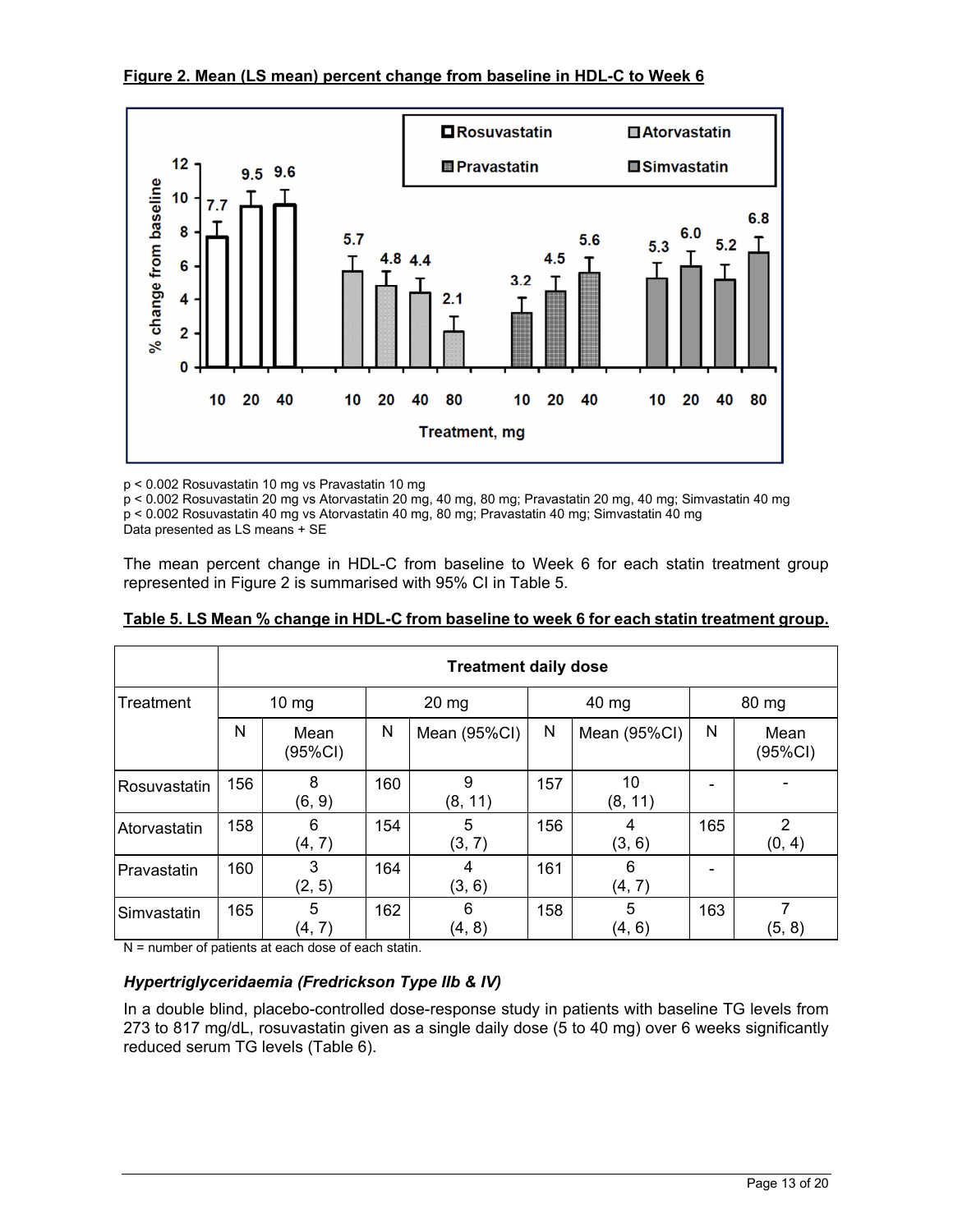**Figure 2. Mean (LS mean) percent change from baseline in HDL-C to Week 6**

p < 0.002 Rosuvastatin 10 mg vs Pravastatin 10 mg
p < 0.002 Rosuvastatin 20 mg vs Atorvastatin 20 mg, 40 mg, 80 mg; Pravastatin 20 mg, 40 mg; Simvastatin 40 mg
p < 0.002 Rosuvastatin 40 mg vs Atorvastatin 40 mg, 80 mg; Pravastatin 40 mg; Simvastatin 40 mg
Data presented as LS means + SE

The mean percent change in HDL-C from baseline to Week 6 for each statin treatment group represented in Figure 2 is summarised with 95% CI in Table 5.

**Table 5. LS Mean % change in HDL-C from baseline to week 6 for each statin treatment group.**

| Treatment | Treatment daily dose | | | | | | | |
|---|---|---|---|---|---|---|---|---|
| | 10 mg | | 20 mg | | 40 mg | | 80 mg | |
| | N | Mean (95%CI) | N | Mean (95%CI) | N | Mean (95%CI) | N | Mean (95%CI) |
| Rosuvastatin | 156 | 8 (6, 9) | 160 | 9 (8, 11) | 157 | 10 (8, 11) | - | - |
| Atorvastatin | 158 | 6 (4, 7) | 154 | 5 (3, 7) | 156 | 4 (3, 6) | 165 | 2 (0, 4) |
| Pravastatin | 160 | 3 (2, 5) | 164 | 4 (3, 6) | 161 | 6 (4, 7) | - | |
| Simvastatin | 165 | 5 (4, 7) | 162 | 6 (4, 8) | 158 | 5 (4, 6) | 163 | 7 (5, 8) |

N = number of patients at each dose of each statin.

### *Hypertriglyceridaemia (Fredrickson Type IIb & IV)*

In a double blind, placebo-controlled dose-response study in patients with baseline TG levels from 273 to 817 mg/dL, rosuvastatin given as a single daily dose (5 to 40 mg) over 6 weeks significantly reduced serum TG levels (Table 6).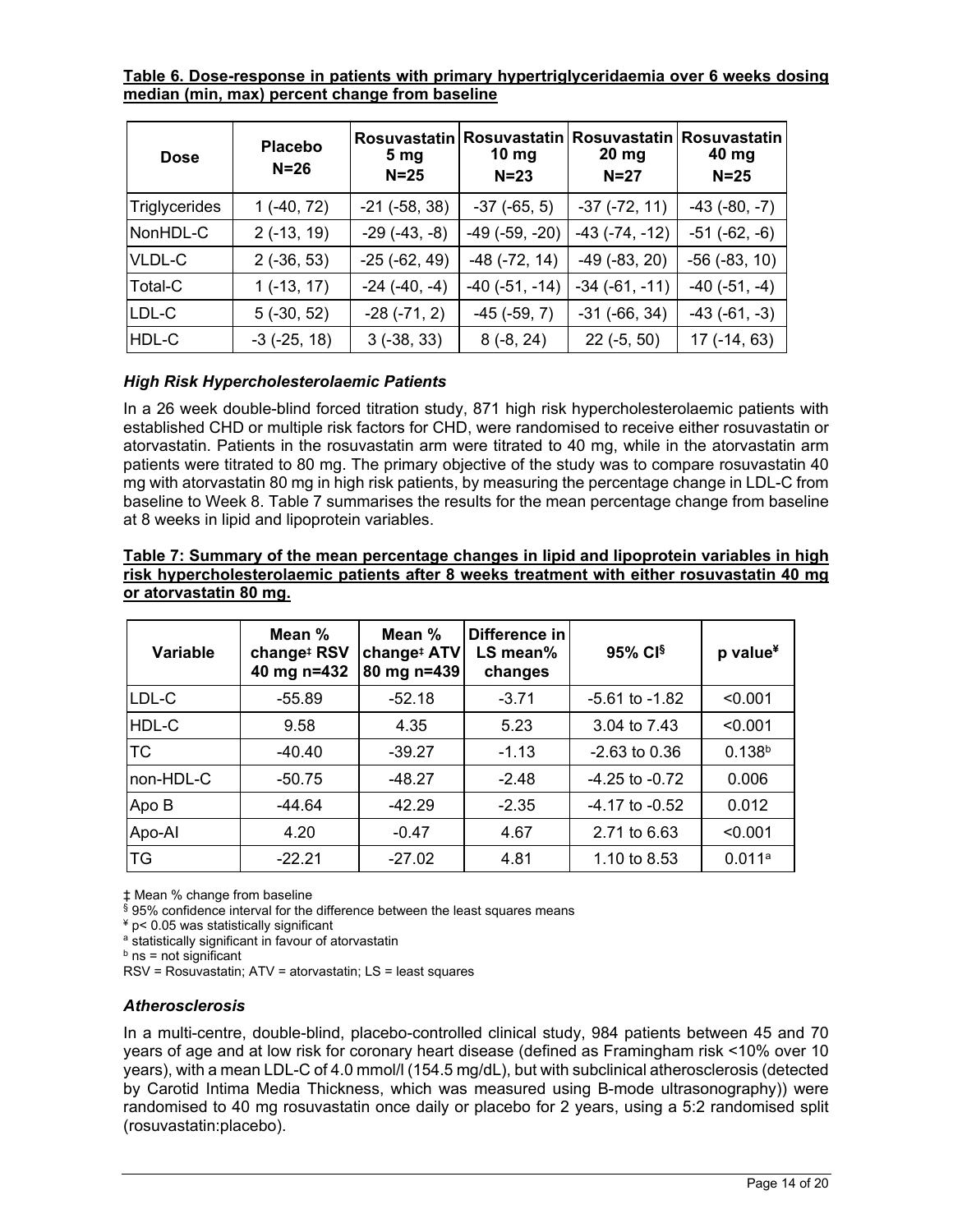**Table 6. Dose-response in patients with primary hypertriglyceridaemia over 6 weeks dosing median (min, max) percent change from baseline**

| Dose | Placebo N=26 | Rosuvastatin 5 mg N=25 | Rosuvastatin 10 mg N=23 | Rosuvastatin 20 mg N=27 | Rosuvastatin 40 mg N=25 |
|---|---|---|---|---|---|
| Triglycerides | 1 (-40, 72) | -21 (-58, 38) | -37 (-65, 5) | -37 (-72, 11) | -43 (-80, -7) |
| NonHDL-C | 2 (-13, 19) | -29 (-43, -8) | -49 (-59, -20) | -43 (-74, -12) | -51 (-62, -6) |
| VLDL-C | 2 (-36, 53) | -25 (-62, 49) | -48 (-72, 14) | -49 (-83, 20) | -56 (-83, 10) |
| Total-C | 1 (-13, 17) | -24 (-40, -4) | -40 (-51, -14) | -34 (-61, -11) | -40 (-51, -4) |
| LDL-C | 5 (-30, 52) | -28 (-71, 2) | -45 (-59, 7) | -31 (-66, 34) | -43 (-61, -3) |
| HDL-C | -3 (-25, 18) | 3 (-38, 33) | 8 (-8, 24) | 22 (-5, 50) | 17 (-14, 63) |

### *High Risk Hypercholesterolaemic Patients*

In a 26 week double-blind forced titration study, 871 high risk hypercholesterolaemic patients with established CHD or multiple risk factors for CHD, were randomised to receive either rosuvastatin or atorvastatin. Patients in the rosuvastatin arm were titrated to 40 mg, while in the atorvastatin arm patients were titrated to 80 mg. The primary objective of the study was to compare rosuvastatin 40 mg with atorvastatin 80 mg in high risk patients, by measuring the percentage change in LDL-C from baseline to Week 8. Table 7 summarises the results for the mean percentage change from baseline at 8 weeks in lipid and lipoprotein variables.

**Table 7: Summary of the mean percentage changes in lipid and lipoprotein variables in high risk hypercholesterolaemic patients after 8 weeks treatment with either rosuvastatin 40 mg or atorvastatin 80 mg.**

| Variable | Mean % change‡ RSV 40 mg n=432 | Mean % change‡ ATV 80 mg n=439 | Difference in LS mean% changes | 95% CI§ | p value¥ |
|---|---|---|---|---|---|
| LDL-C | -55.89 | -52.18 | -3.71 | -5.61 to -1.82 | <0.001 |
| HDL-C | 9.58 | 4.35 | 5.23 | 3.04 to 7.43 | <0.001 |
| TC | -40.40 | -39.27 | -1.13 | -2.63 to 0.36 | 0.138[b] |
| non-HDL-C | -50.75 | -48.27 | -2.48 | -4.25 to -0.72 | 0.006 |
| Apo B | -44.64 | -42.29 | -2.35 | -4.17 to -0.52 | 0.012 |
| Apo-AI | 4.20 | -0.47 | 4.67 | 2.71 to 6.63 | <0.001 |
| TG | -22.21 | -27.02 | 4.81 | 1.10 to 8.53 | 0.011[a] |

‡ Mean % change from baseline
§ 95% confidence interval for the difference between the least squares means
¥ p< 0.05 was statistically significant
[a] statistically significant in favour of atorvastatin
[b] ns = not significant
RSV = Rosuvastatin; ATV = atorvastatin; LS = least squares

### *Atherosclerosis*

In a multi-centre, double-blind, placebo-controlled clinical study, 984 patients between 45 and 70 years of age and at low risk for coronary heart disease (defined as Framingham risk <10% over 10 years), with a mean LDL-C of 4.0 mmol/l (154.5 mg/dL), but with subclinical atherosclerosis (detected by Carotid Intima Media Thickness, which was measured using B-mode ultrasonography)) were randomised to 40 mg rosuvastatin once daily or placebo for 2 years, using a 5:2 randomised split (rosuvastatin:placebo).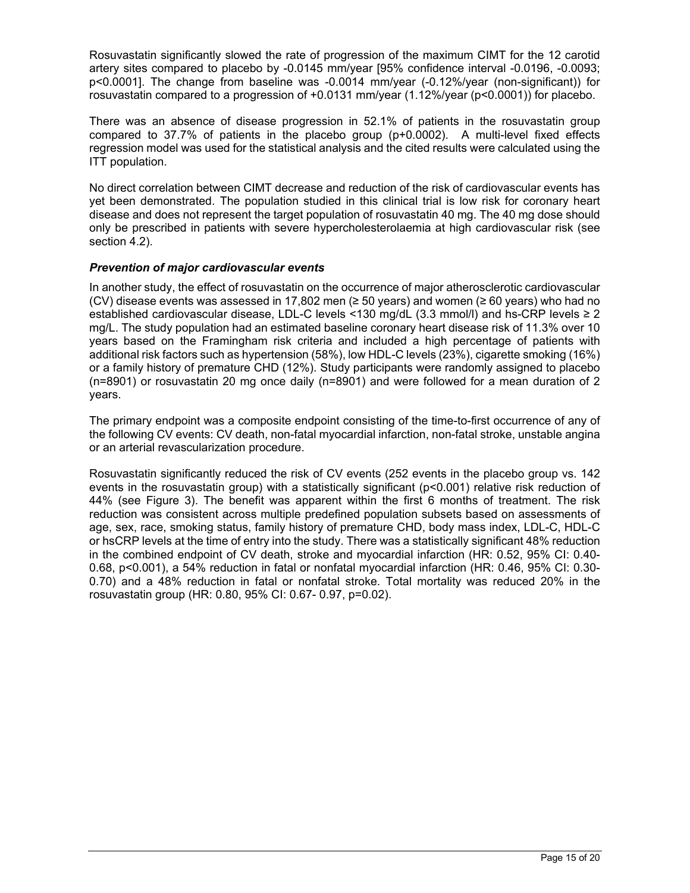Rosuvastatin significantly slowed the rate of progression of the maximum CIMT for the 12 carotid artery sites compared to placebo by -0.0145 mm/year [95% confidence interval -0.0196, -0.0093; $p<0.0001$]. The change from baseline was -0.0014 mm/year (-0.12%/year (non-significant)) for rosuvastatin compared to a progression of +0.0131 mm/year (1.12%/year ($p<0.0001$)) for placebo.

There was an absence of disease progression in 52.1% of patients in the rosuvastatin group compared to 37.7% of patients in the placebo group (p+0.0002). A multi-level fixed effects regression model was used for the statistical analysis and the cited results were calculated using the ITT population.

No direct correlation between CIMT decrease and reduction of the risk of cardiovascular events has yet been demonstrated. The population studied in this clinical trial is low risk for coronary heart disease and does not represent the target population of rosuvastatin 40 mg. The 40 mg dose should only be prescribed in patients with severe hypercholesterolaemia at high cardiovascular risk (see section 4.2).

***Prevention of major cardiovascular events***

In another study, the effect of rosuvastatin on the occurrence of major atherosclerotic cardiovascular (CV) disease events was assessed in 17,802 men (≥ 50 years) and women (≥ 60 years) who had no established cardiovascular disease, LDL-C levels <130 mg/dL (3.3 mmol/l) and hs-CRP levels ≥ 2 mg/L. The study population had an estimated baseline coronary heart disease risk of 11.3% over 10 years based on the Framingham risk criteria and included a high percentage of patients with additional risk factors such as hypertension (58%), low HDL-C levels (23%), cigarette smoking (16%) or a family history of premature CHD (12%). Study participants were randomly assigned to placebo (n=8901) or rosuvastatin 20 mg once daily (n=8901) and were followed for a mean duration of 2 years.

The primary endpoint was a composite endpoint consisting of the time-to-first occurrence of any of the following CV events: CV death, non-fatal myocardial infarction, non-fatal stroke, unstable angina or an arterial revascularization procedure.

Rosuvastatin significantly reduced the risk of CV events (252 events in the placebo group vs. 142 events in the rosuvastatin group) with a statistically significant ($p<0.001$) relative risk reduction of 44% (see Figure 3). The benefit was apparent within the first 6 months of treatment. The risk reduction was consistent across multiple predefined population subsets based on assessments of age, sex, race, smoking status, family history of premature CHD, body mass index, LDL-C, HDL-C or hsCRP levels at the time of entry into the study. There was a statistically significant 48% reduction in the combined endpoint of CV death, stroke and myocardial infarction (HR: 0.52, 95% CI: 0.40-0.68, $p<0.001$), a 54% reduction in fatal or nonfatal myocardial infarction (HR: 0.46, 95% CI: 0.30-0.70) and a 48% reduction in fatal or nonfatal stroke. Total mortality was reduced 20% in the rosuvastatin group (HR: 0.80, 95% CI: 0.67- 0.97, $p=0.02$).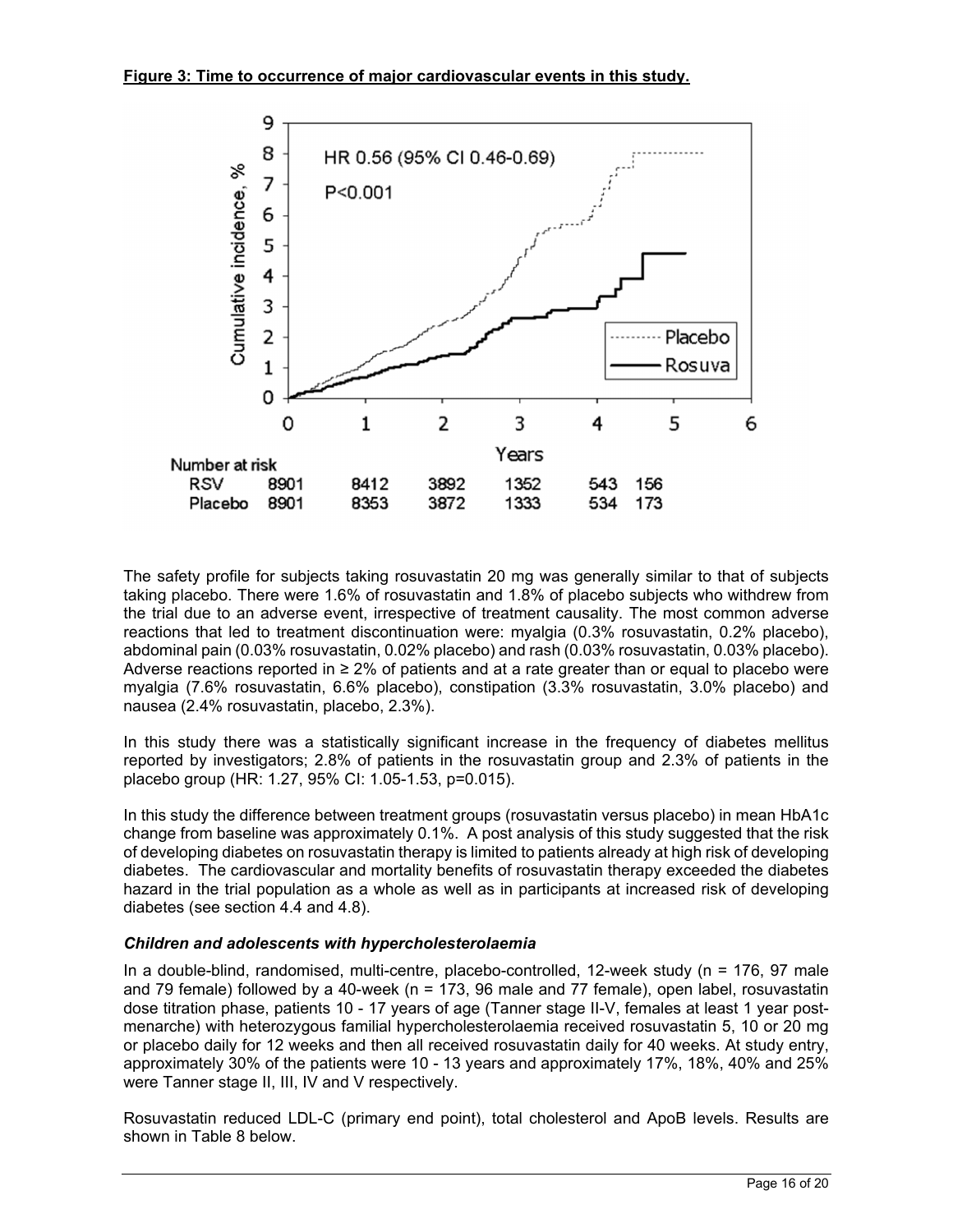**Figure 3: Time to occurrence of major cardiovascular events in this study.**

The safety profile for subjects taking rosuvastatin 20 mg was generally similar to that of subjects taking placebo. There were 1.6% of rosuvastatin and 1.8% of placebo subjects who withdrew from the trial due to an adverse event, irrespective of treatment causality. The most common adverse reactions that led to treatment discontinuation were: myalgia (0.3% rosuvastatin, 0.2% placebo), abdominal pain (0.03% rosuvastatin, 0.02% placebo) and rash (0.03% rosuvastatin, 0.03% placebo). Adverse reactions reported in ≥ 2% of patients and at a rate greater than or equal to placebo were myalgia (7.6% rosuvastatin, 6.6% placebo), constipation (3.3% rosuvastatin, 3.0% placebo) and nausea (2.4% rosuvastatin, placebo, 2.3%).

In this study there was a statistically significant increase in the frequency of diabetes mellitus reported by investigators; 2.8% of patients in the rosuvastatin group and 2.3% of patients in the placebo group (HR: 1.27, 95% CI: 1.05-1.53, p=0.015).

In this study the difference between treatment groups (rosuvastatin versus placebo) in mean HbA1c change from baseline was approximately 0.1%. A post analysis of this study suggested that the risk of developing diabetes on rosuvastatin therapy is limited to patients already at high risk of developing diabetes. The cardiovascular and mortality benefits of rosuvastatin therapy exceeded the diabetes hazard in the trial population as a whole as well as in participants at increased risk of developing diabetes (see section 4.4 and 4.8).

***Children and adolescents with hypercholesterolaemia***

In a double-blind, randomised, multi-centre, placebo-controlled, 12-week study (n = 176, 97 male and 79 female) followed by a 40-week (n = 173, 96 male and 77 female), open label, rosuvastatin dose titration phase, patients 10 - 17 years of age (Tanner stage II-V, females at least 1 year post-menarche) with heterozygous familial hypercholesterolaemia received rosuvastatin 5, 10 or 20 mg or placebo daily for 12 weeks and then all received rosuvastatin daily for 40 weeks. At study entry, approximately 30% of the patients were 10 - 13 years and approximately 17%, 18%, 40% and 25% were Tanner stage II, III, IV and V respectively.

Rosuvastatin reduced LDL-C (primary end point), total cholesterol and ApoB levels. Results are shown in Table 8 below.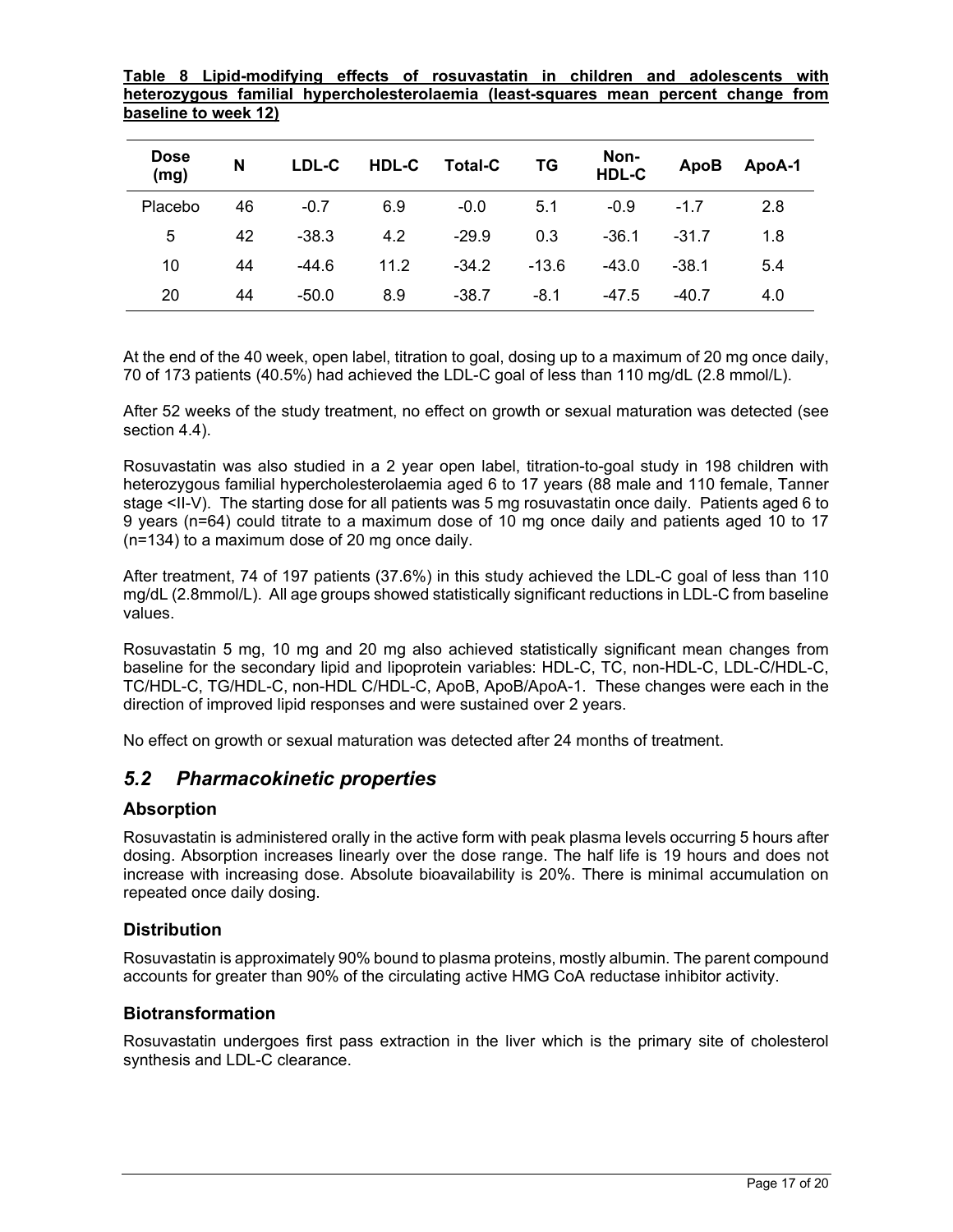**Table 8 Lipid-modifying effects of rosuvastatin in children and adolescents with heterozygous familial hypercholesterolaemia (least-squares mean percent change from baseline to week 12)**

| Dose (mg) | N | LDL-C | HDL-C | Total-C | TG | Non-HDL-C | ApoB | ApoA-1 |
|---|---|---|---|---|---|---|---|---|
| Placebo | 46 | -0.7 | 6.9 | -0.0 | 5.1 | -0.9 | -1.7 | 2.8 |
| 5 | 42 | -38.3 | 4.2 | -29.9 | 0.3 | -36.1 | -31.7 | 1.8 |
| 10 | 44 | -44.6 | 11.2 | -34.2 | -13.6 | -43.0 | -38.1 | 5.4 |
| 20 | 44 | -50.0 | 8.9 | -38.7 | -8.1 | -47.5 | -40.7 | 4.0 |

At the end of the 40 week, open label, titration to goal, dosing up to a maximum of 20 mg once daily, 70 of 173 patients (40.5%) had achieved the LDL-C goal of less than 110 mg/dL (2.8 mmol/L).

After 52 weeks of the study treatment, no effect on growth or sexual maturation was detected (see section 4.4).

Rosuvastatin was also studied in a 2 year open label, titration-to-goal study in 198 children with heterozygous familial hypercholesterolaemia aged 6 to 17 years (88 male and 110 female, Tanner stage <II-V). The starting dose for all patients was 5 mg rosuvastatin once daily. Patients aged 6 to 9 years (n=64) could titrate to a maximum dose of 10 mg once daily and patients aged 10 to 17 (n=134) to a maximum dose of 20 mg once daily.

After treatment, 74 of 197 patients (37.6%) in this study achieved the LDL-C goal of less than 110 mg/dL (2.8mmol/L). All age groups showed statistically significant reductions in LDL-C from baseline values.

Rosuvastatin 5 mg, 10 mg and 20 mg also achieved statistically significant mean changes from baseline for the secondary lipid and lipoprotein variables: HDL-C, TC, non-HDL-C, LDL-C/HDL-C, TC/HDL-C, TG/HDL-C, non-HDL C/HDL-C, ApoB, ApoB/ApoA-1. These changes were each in the direction of improved lipid responses and were sustained over 2 years.

No effect on growth or sexual maturation was detected after 24 months of treatment.

## *5.2 Pharmacokinetic properties*

### Absorption

Rosuvastatin is administered orally in the active form with peak plasma levels occurring 5 hours after dosing. Absorption increases linearly over the dose range. The half life is 19 hours and does not increase with increasing dose. Absolute bioavailability is 20%. There is minimal accumulation on repeated once daily dosing.

### Distribution

Rosuvastatin is approximately 90% bound to plasma proteins, mostly albumin. The parent compound accounts for greater than 90% of the circulating active HMG CoA reductase inhibitor activity.

### Biotransformation

Rosuvastatin undergoes first pass extraction in the liver which is the primary site of cholesterol synthesis and LDL-C clearance.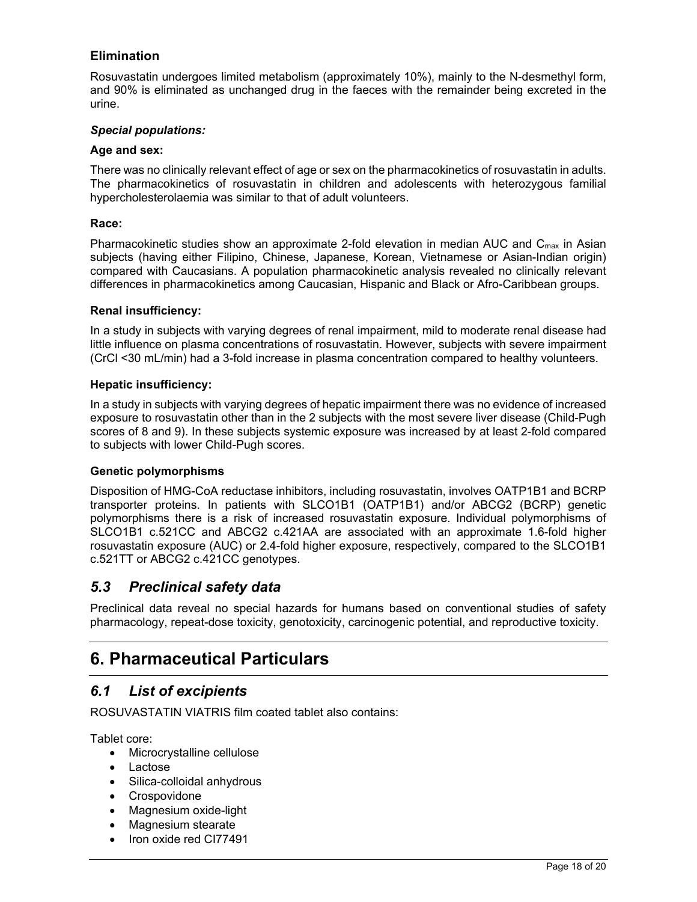### Elimination

Rosuvastatin undergoes limited metabolism (approximately 10%), mainly to the N-desmethyl form, and 90% is eliminated as unchanged drug in the faeces with the remainder being excreted in the urine.

#### *Special populations:*

**Age and sex:**

There was no clinically relevant effect of age or sex on the pharmacokinetics of rosuvastatin in adults. The pharmacokinetics of rosuvastatin in children and adolescents with heterozygous familial hypercholesterolaemia was similar to that of adult volunteers.

**Race:**

Pharmacokinetic studies show an approximate 2-fold elevation in median AUC and $C_{max}$ in Asian subjects (having either Filipino, Chinese, Japanese, Korean, Vietnamese or Asian-Indian origin) compared with Caucasians. A population pharmacokinetic analysis revealed no clinically relevant differences in pharmacokinetics among Caucasian, Hispanic and Black or Afro-Caribbean groups.

**Renal insufficiency:**

In a study in subjects with varying degrees of renal impairment, mild to moderate renal disease had little influence on plasma concentrations of rosuvastatin. However, subjects with severe impairment (CrCl <30 mL/min) had a 3-fold increase in plasma concentration compared to healthy volunteers.

**Hepatic insufficiency:**

In a study in subjects with varying degrees of hepatic impairment there was no evidence of increased exposure to rosuvastatin other than in the 2 subjects with the most severe liver disease (Child-Pugh scores of 8 and 9). In these subjects systemic exposure was increased by at least 2-fold compared to subjects with lower Child-Pugh scores.

**Genetic polymorphisms**

Disposition of HMG-CoA reductase inhibitors, including rosuvastatin, involves OATP1B1 and BCRP transporter proteins. In patients with SLCO1B1 (OATP1B1) and/or ABCG2 (BCRP) genetic polymorphisms there is a risk of increased rosuvastatin exposure. Individual polymorphisms of SLCO1B1 c.521CC and ABCG2 c.421AA are associated with an approximate 1.6-fold higher rosuvastatin exposure (AUC) or 2.4-fold higher exposure, respectively, compared to the SLCO1B1 c.521TT or ABCG2 c.421CC genotypes.

## *5.3 Preclinical safety data*

Preclinical data reveal no special hazards for humans based on conventional studies of safety pharmacology, repeat-dose toxicity, genotoxicity, carcinogenic potential, and reproductive toxicity.

# 6. Pharmaceutical Particulars

## *6.1 List of excipients*

ROSUVASTATIN VIATRIS film coated tablet also contains:

Tablet core:

- Microcrystalline cellulose
- Lactose
- Silica-colloidal anhydrous
- Crospovidone
- Magnesium oxide-light
- Magnesium stearate
- Iron oxide red CI77491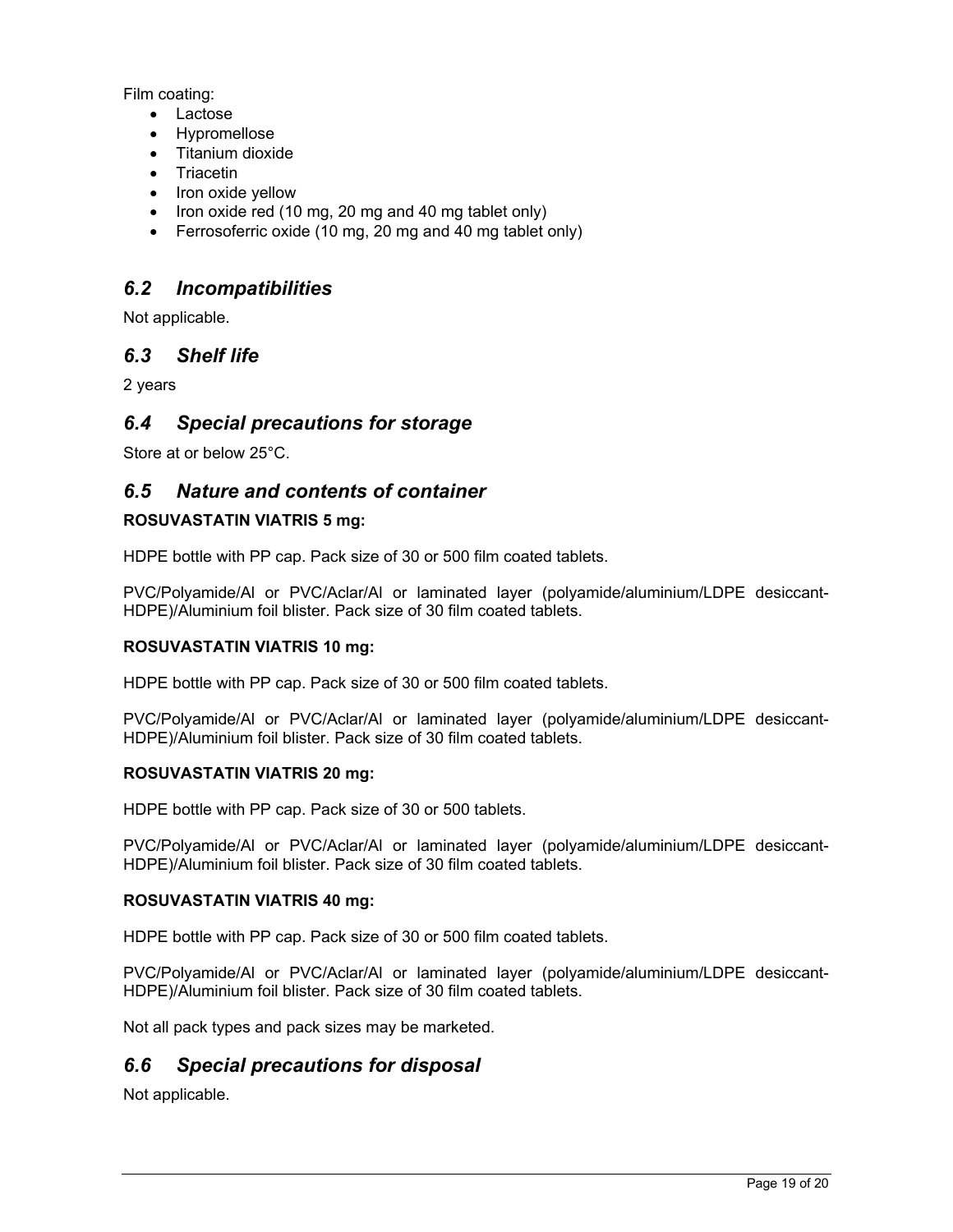Film coating:

- Lactose
- Hypromellose
- Titanium dioxide
- Triacetin
- Iron oxide yellow
- Iron oxide red (10 mg, 20 mg and 40 mg tablet only)
- Ferrosoferric oxide (10 mg, 20 mg and 40 mg tablet only)

## *6.2 Incompatibilities*

Not applicable.

## *6.3 Shelf life*

2 years

## *6.4 Special precautions for storage*

Store at or below 25°C.

## *6.5 Nature and contents of container*

**ROSUVASTATIN VIATRIS 5 mg:**

HDPE bottle with PP cap. Pack size of 30 or 500 film coated tablets.

PVC/Polyamide/Al or PVC/Aclar/Al or laminated layer (polyamide/aluminium/LDPE desiccant-HDPE)/Aluminium foil blister. Pack size of 30 film coated tablets.

**ROSUVASTATIN VIATRIS 10 mg:**

HDPE bottle with PP cap. Pack size of 30 or 500 film coated tablets.

PVC/Polyamide/Al or PVC/Aclar/Al or laminated layer (polyamide/aluminium/LDPE desiccant-HDPE)/Aluminium foil blister. Pack size of 30 film coated tablets.

**ROSUVASTATIN VIATRIS 20 mg:**

HDPE bottle with PP cap. Pack size of 30 or 500 tablets.

PVC/Polyamide/Al or PVC/Aclar/Al or laminated layer (polyamide/aluminium/LDPE desiccant-HDPE)/Aluminium foil blister. Pack size of 30 film coated tablets.

**ROSUVASTATIN VIATRIS 40 mg:**

HDPE bottle with PP cap. Pack size of 30 or 500 film coated tablets.

PVC/Polyamide/Al or PVC/Aclar/Al or laminated layer (polyamide/aluminium/LDPE desiccant-HDPE)/Aluminium foil blister. Pack size of 30 film coated tablets.

Not all pack types and pack sizes may be marketed.

## *6.6 Special precautions for disposal*

Not applicable.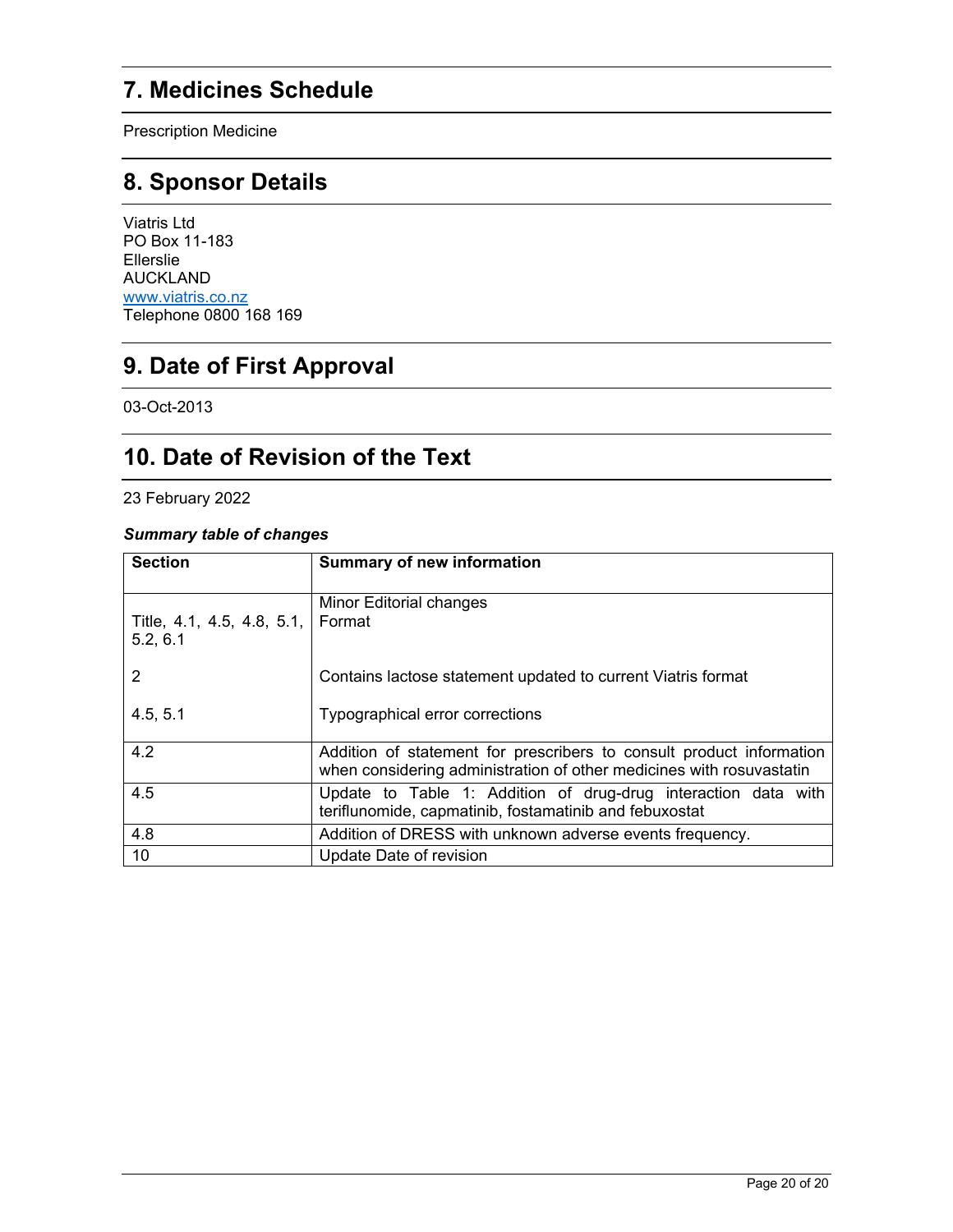# 7. Medicines Schedule

Prescription Medicine

# 8. Sponsor Details

Viatris Ltd
PO Box 11-183
Ellerslie
AUCKLAND
www.viatris.co.nz
Telephone 0800 168 169

# 9. Date of First Approval

03-Oct-2013

# 10. Date of Revision of the Text

23 February 2022

***Summary table of changes***

| Section | Summary of new information |
|---|---|
| Title, 4.1, 4.5, 4.8, 5.1, 5.2, 6.1 | Minor Editorial changes<br>Format |
| 2 | Contains lactose statement updated to current Viatris format |
| 4.5, 5.1 | Typographical error corrections |
| 4.2 | Addition of statement for prescribers to consult product information when considering administration of other medicines with rosuvastatin |
| 4.5 | Update to Table 1: Addition of drug-drug interaction data with teriflunomide, capmatinib, fostamatinib and febuxostat |
| 4.8 | Addition of DRESS with unknown adverse events frequency. |
| 10 | Update Date of revision |